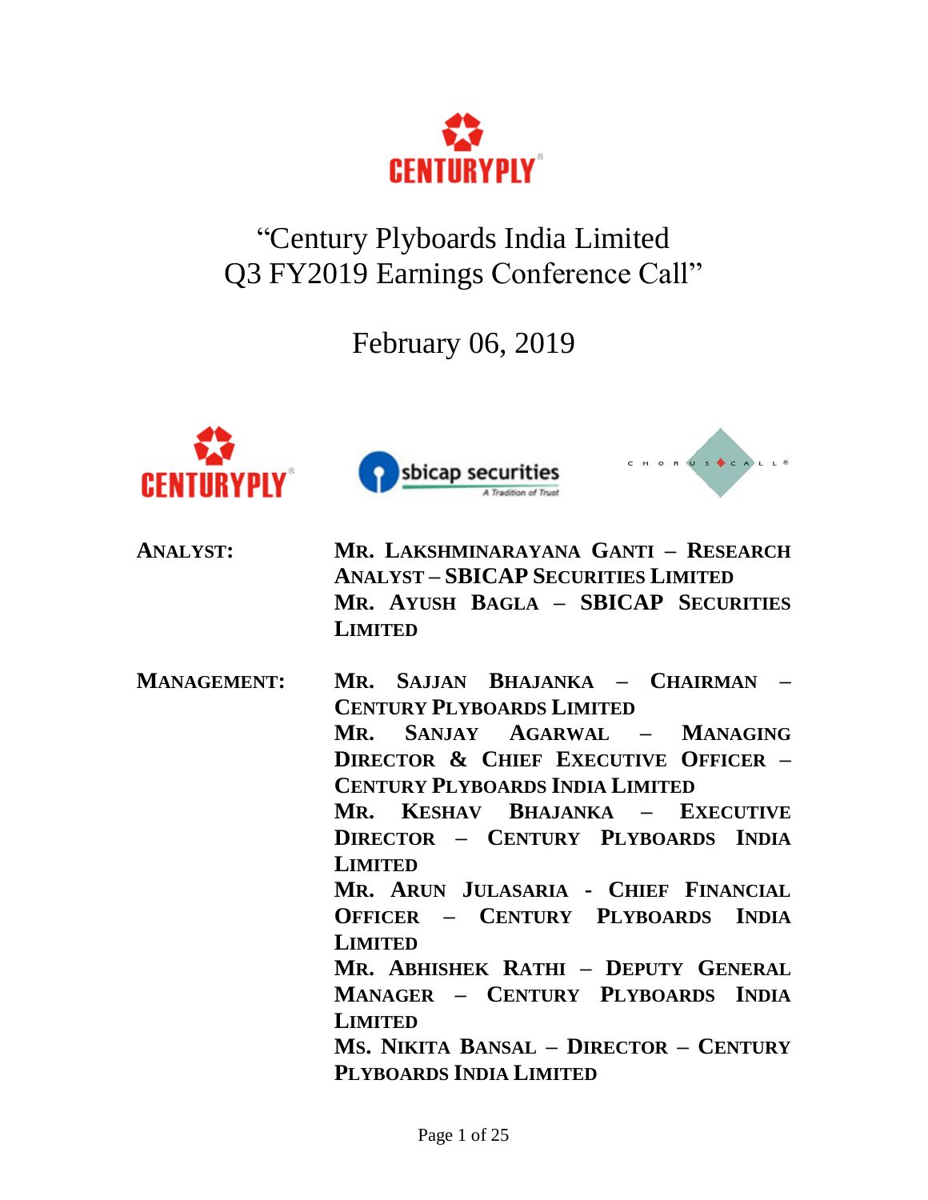# "Century Plyboards India Limited Q3 FY2019 Earnings Conference Call"

February 06, 2019

**ANALYST:**

**MR. LAKSHMINARAYANA GANTI – RESEARCH ANALYST – SBICAP SECURITIES LIMITED**

**MR. AYUSH BAGLA – SBICAP SECURITIES LIMITED**

**MANAGEMENT:**

**MR. SAJJAN BHAJANKA – CHAIRMAN – CENTURY PLYBOARDS LIMITED**

**MR. SANJAY AGARWAL – MANAGING DIRECTOR & CHIEF EXECUTIVE OFFICER – CENTURY PLYBOARDS INDIA LIMITED**

**MR. KESHAV BHAJANKA – EXECUTIVE DIRECTOR – CENTURY PLYBOARDS INDIA LIMITED**

**MR. ARUN JULASARIA - CHIEF FINANCIAL OFFICER – CENTURY PLYBOARDS INDIA LIMITED**

**MR. ABHISHEK RATHI – DEPUTY GENERAL MANAGER – CENTURY PLYBOARDS INDIA LIMITED**

**MS. NIKITA BANSAL – DIRECTOR – CENTURY PLYBOARDS INDIA LIMITED**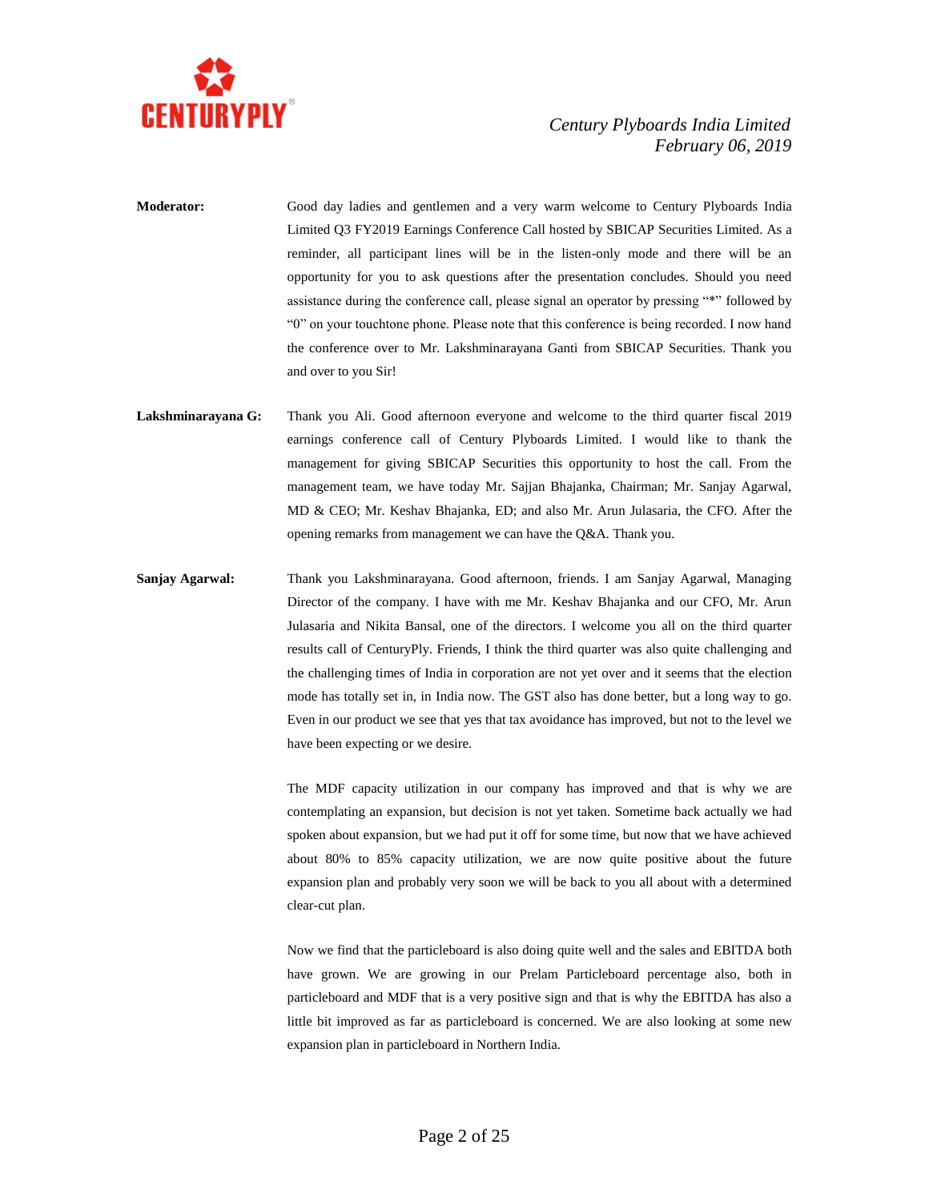**Moderator:** Good day ladies and gentlemen and a very warm welcome to Century Plyboards India Limited Q3 FY2019 Earnings Conference Call hosted by SBICAP Securities Limited. As a reminder, all participant lines will be in the listen-only mode and there will be an opportunity for you to ask questions after the presentation concludes. Should you need assistance during the conference call, please signal an operator by pressing "*" followed by "0" on your touchtone phone. Please note that this conference is being recorded. I now hand the conference over to Mr. Lakshminarayana Ganti from SBICAP Securities. Thank you and over to you Sir!

**Lakshminarayana G:** Thank you Ali. Good afternoon everyone and welcome to the third quarter fiscal 2019 earnings conference call of Century Plyboards Limited. I would like to thank the management for giving SBICAP Securities this opportunity to host the call. From the management team, we have today Mr. Sajjan Bhajanka, Chairman; Mr. Sanjay Agarwal, MD & CEO; Mr. Keshav Bhajanka, ED; and also Mr. Arun Julasaria, the CFO. After the opening remarks from management we can have the Q&A. Thank you.

**Sanjay Agarwal:** Thank you Lakshminarayana. Good afternoon, friends. I am Sanjay Agarwal, Managing Director of the company. I have with me Mr. Keshav Bhajanka and our CFO, Mr. Arun Julasaria and Nikita Bansal, one of the directors. I welcome you all on the third quarter results call of CenturyPly. Friends, I think the third quarter was also quite challenging and the challenging times of India in corporation are not yet over and it seems that the election mode has totally set in, in India now. The GST also has done better, but a long way to go. Even in our product we see that yes that tax avoidance has improved, but not to the level we have been expecting or we desire.

The MDF capacity utilization in our company has improved and that is why we are contemplating an expansion, but decision is not yet taken. Sometime back actually we had spoken about expansion, but we had put it off for some time, but now that we have achieved about 80% to 85% capacity utilization, we are now quite positive about the future expansion plan and probably very soon we will be back to you all about with a determined clear-cut plan.

Now we find that the particleboard is also doing quite well and the sales and EBITDA both have grown. We are growing in our Prelam Particleboard percentage also, both in particleboard and MDF that is a very positive sign and that is why the EBITDA has also a little bit improved as far as particleboard is concerned. We are also looking at some new expansion plan in particleboard in Northern India.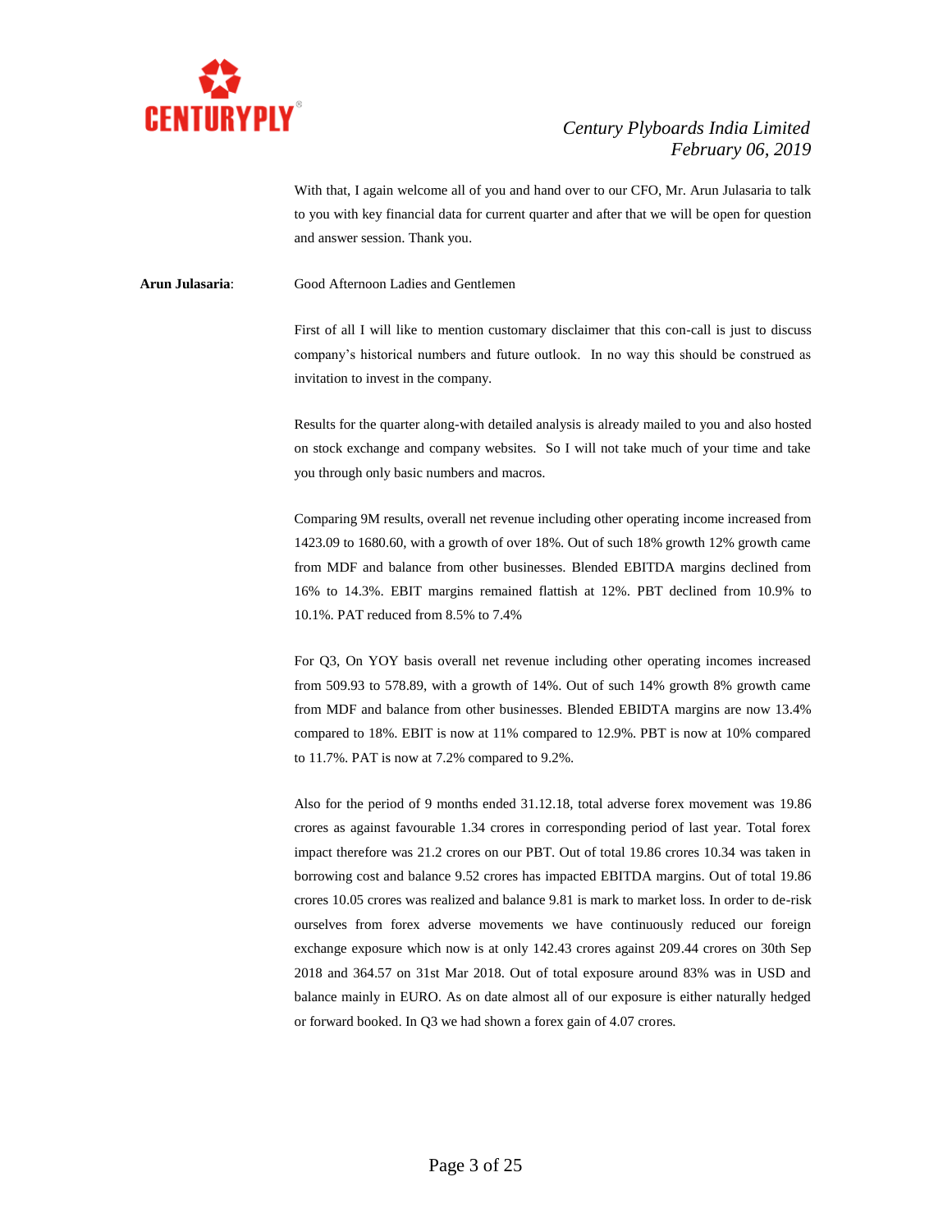With that, I again welcome all of you and hand over to our CFO, Mr. Arun Julasaria to talk to you with key financial data for current quarter and after that we will be open for question and answer session. Thank you.

**Arun Julasaria**: Good Afternoon Ladies and Gentlemen

First of all I will like to mention customary disclaimer that this con-call is just to discuss company's historical numbers and future outlook. In no way this should be construed as invitation to invest in the company.

Results for the quarter along-with detailed analysis is already mailed to you and also hosted on stock exchange and company websites. So I will not take much of your time and take you through only basic numbers and macros.

Comparing 9M results, overall net revenue including other operating income increased from 1423.09 to 1680.60, with a growth of over 18%. Out of such 18% growth 12% growth came from MDF and balance from other businesses. Blended EBITDA margins declined from 16% to 14.3%. EBIT margins remained flattish at 12%. PBT declined from 10.9% to 10.1%. PAT reduced from 8.5% to 7.4%

For Q3, On YOY basis overall net revenue including other operating incomes increased from 509.93 to 578.89, with a growth of 14%. Out of such 14% growth 8% growth came from MDF and balance from other businesses. Blended EBIDTA margins are now 13.4% compared to 18%. EBIT is now at 11% compared to 12.9%. PBT is now at 10% compared to 11.7%. PAT is now at 7.2% compared to 9.2%.

Also for the period of 9 months ended 31.12.18, total adverse forex movement was 19.86 crores as against favourable 1.34 crores in corresponding period of last year. Total forex impact therefore was 21.2 crores on our PBT. Out of total 19.86 crores 10.34 was taken in borrowing cost and balance 9.52 crores has impacted EBITDA margins. Out of total 19.86 crores 10.05 crores was realized and balance 9.81 is mark to market loss. In order to de-risk ourselves from forex adverse movements we have continuously reduced our foreign exchange exposure which now is at only 142.43 crores against 209.44 crores on 30th Sep 2018 and 364.57 on 31st Mar 2018. Out of total exposure around 83% was in USD and balance mainly in EURO. As on date almost all of our exposure is either naturally hedged or forward booked. In Q3 we had shown a forex gain of 4.07 crores.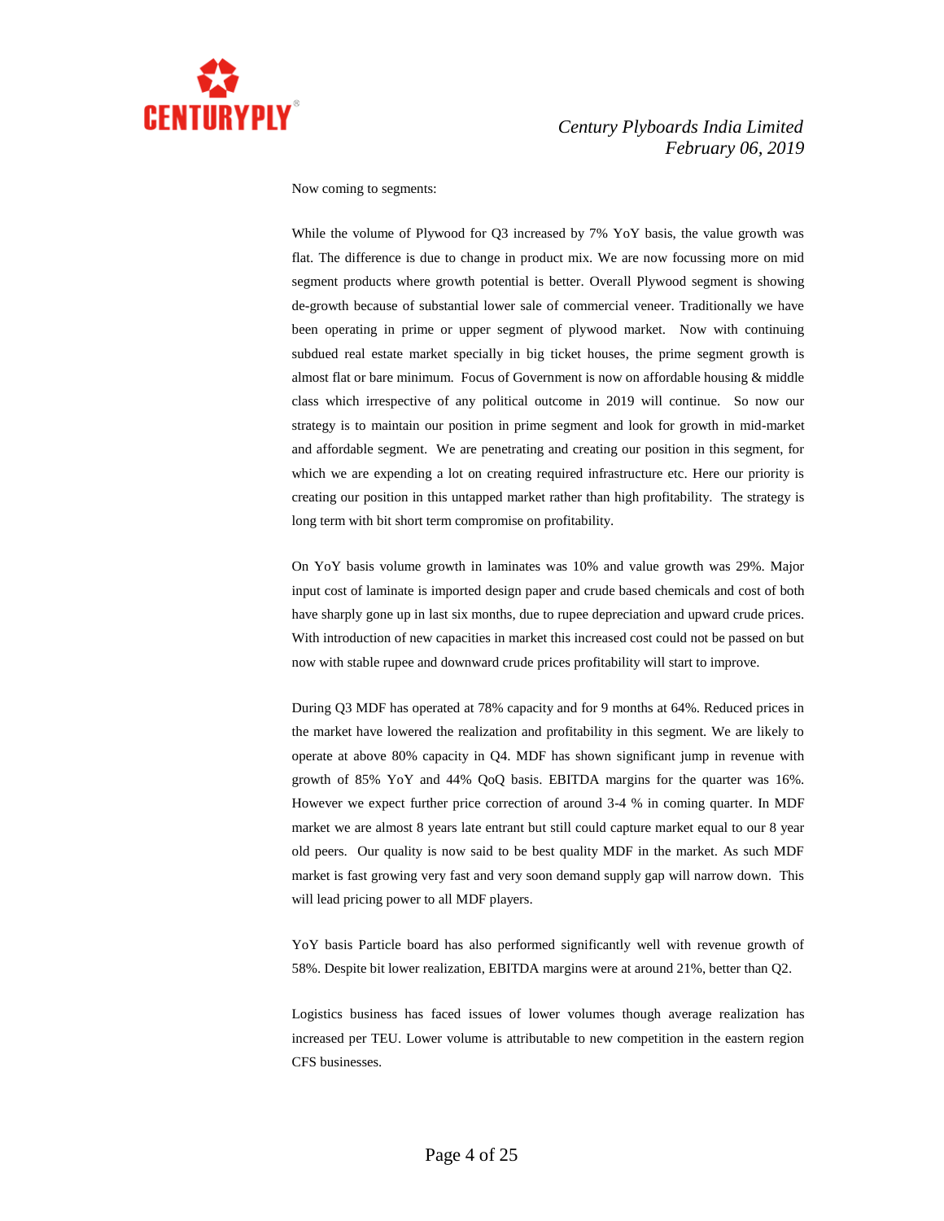Now coming to segments:

While the volume of Plywood for Q3 increased by 7% YoY basis, the value growth was flat. The difference is due to change in product mix. We are now focussing more on mid segment products where growth potential is better. Overall Plywood segment is showing de-growth because of substantial lower sale of commercial veneer. Traditionally we have been operating in prime or upper segment of plywood market. Now with continuing subdued real estate market specially in big ticket houses, the prime segment growth is almost flat or bare minimum. Focus of Government is now on affordable housing & middle class which irrespective of any political outcome in 2019 will continue. So now our strategy is to maintain our position in prime segment and look for growth in mid-market and affordable segment. We are penetrating and creating our position in this segment, for which we are expending a lot on creating required infrastructure etc. Here our priority is creating our position in this untapped market rather than high profitability. The strategy is long term with bit short term compromise on profitability.

On YoY basis volume growth in laminates was 10% and value growth was 29%. Major input cost of laminate is imported design paper and crude based chemicals and cost of both have sharply gone up in last six months, due to rupee depreciation and upward crude prices. With introduction of new capacities in market this increased cost could not be passed on but now with stable rupee and downward crude prices profitability will start to improve.

During Q3 MDF has operated at 78% capacity and for 9 months at 64%. Reduced prices in the market have lowered the realization and profitability in this segment. We are likely to operate at above 80% capacity in Q4. MDF has shown significant jump in revenue with growth of 85% YoY and 44% QoQ basis. EBITDA margins for the quarter was 16%. However we expect further price correction of around 3-4 % in coming quarter. In MDF market we are almost 8 years late entrant but still could capture market equal to our 8 year old peers. Our quality is now said to be best quality MDF in the market. As such MDF market is fast growing very fast and very soon demand supply gap will narrow down. This will lead pricing power to all MDF players.

YoY basis Particle board has also performed significantly well with revenue growth of 58%. Despite bit lower realization, EBITDA margins were at around 21%, better than Q2.

Logistics business has faced issues of lower volumes though average realization has increased per TEU. Lower volume is attributable to new competition in the eastern region CFS businesses.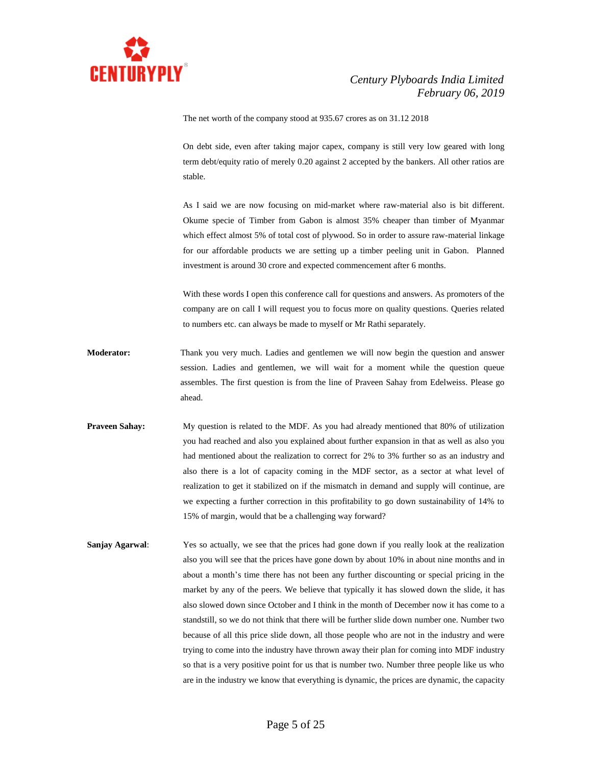The net worth of the company stood at 935.67 crores as on 31.12 2018

On debt side, even after taking major capex, company is still very low geared with long term debt/equity ratio of merely 0.20 against 2 accepted by the bankers. All other ratios are stable.

As I said we are now focusing on mid-market where raw-material also is bit different. Okume specie of Timber from Gabon is almost 35% cheaper than timber of Myanmar which effect almost 5% of total cost of plywood. So in order to assure raw-material linkage for our affordable products we are setting up a timber peeling unit in Gabon. Planned investment is around 30 crore and expected commencement after 6 months.

With these words I open this conference call for questions and answers. As promoters of the company are on call I will request you to focus more on quality questions. Queries related to numbers etc. can always be made to myself or Mr Rathi separately.

**Moderator:** Thank you very much. Ladies and gentlemen we will now begin the question and answer session. Ladies and gentlemen, we will wait for a moment while the question queue assembles. The first question is from the line of Praveen Sahay from Edelweiss. Please go ahead.

**Praveen Sahay:** My question is related to the MDF. As you had already mentioned that 80% of utilization you had reached and also you explained about further expansion in that as well as also you had mentioned about the realization to correct for 2% to 3% further so as an industry and also there is a lot of capacity coming in the MDF sector, as a sector at what level of realization to get it stabilized on if the mismatch in demand and supply will continue, are we expecting a further correction in this profitability to go down sustainability of 14% to 15% of margin, would that be a challenging way forward?

**Sanjay Agarwal**: Yes so actually, we see that the prices had gone down if you really look at the realization also you will see that the prices have gone down by about 10% in about nine months and in about a month's time there has not been any further discounting or special pricing in the market by any of the peers. We believe that typically it has slowed down the slide, it has also slowed down since October and I think in the month of December now it has come to a standstill, so we do not think that there will be further slide down number one. Number two because of all this price slide down, all those people who are not in the industry and were trying to come into the industry have thrown away their plan for coming into MDF industry so that is a very positive point for us that is number two. Number three people like us who are in the industry we know that everything is dynamic, the prices are dynamic, the capacity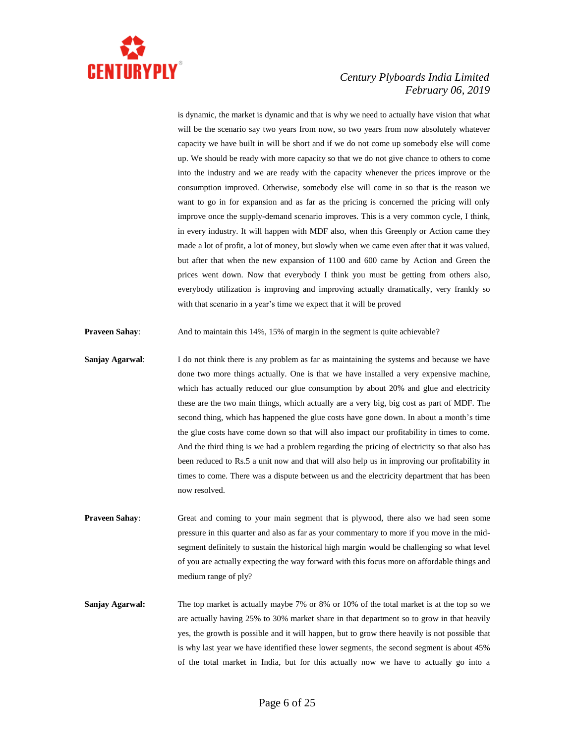is dynamic, the market is dynamic and that is why we need to actually have vision that what will be the scenario say two years from now, so two years from now absolutely whatever capacity we have built in will be short and if we do not come up somebody else will come up. We should be ready with more capacity so that we do not give chance to others to come into the industry and we are ready with the capacity whenever the prices improve or the consumption improved. Otherwise, somebody else will come in so that is the reason we want to go in for expansion and as far as the pricing is concerned the pricing will only improve once the supply-demand scenario improves. This is a very common cycle, I think, in every industry. It will happen with MDF also, when this Greenply or Action came they made a lot of profit, a lot of money, but slowly when we came even after that it was valued, but after that when the new expansion of 1100 and 600 came by Action and Green the prices went down. Now that everybody I think you must be getting from others also, everybody utilization is improving and improving actually dramatically, very frankly so with that scenario in a year's time we expect that it will be proved

**Praveen Sahay**: And to maintain this 14%, 15% of margin in the segment is quite achievable?

**Sanjay Agarwal**: I do not think there is any problem as far as maintaining the systems and because we have done two more things actually. One is that we have installed a very expensive machine, which has actually reduced our glue consumption by about 20% and glue and electricity these are the two main things, which actually are a very big, big cost as part of MDF. The second thing, which has happened the glue costs have gone down. In about a month's time the glue costs have come down so that will also impact our profitability in times to come. And the third thing is we had a problem regarding the pricing of electricity so that also has been reduced to Rs.5 a unit now and that will also help us in improving our profitability in times to come. There was a dispute between us and the electricity department that has been now resolved.

**Praveen Sahay**: Great and coming to your main segment that is plywood, there also we had seen some pressure in this quarter and also as far as your commentary to more if you move in the mid-segment definitely to sustain the historical high margin would be challenging so what level of you are actually expecting the way forward with this focus more on affordable things and medium range of ply?

**Sanjay Agarwal:** The top market is actually maybe 7% or 8% or 10% of the total market is at the top so we are actually having 25% to 30% market share in that department so to grow in that heavily yes, the growth is possible and it will happen, but to grow there heavily is not possible that is why last year we have identified these lower segments, the second segment is about 45% of the total market in India, but for this actually now we have to actually go into a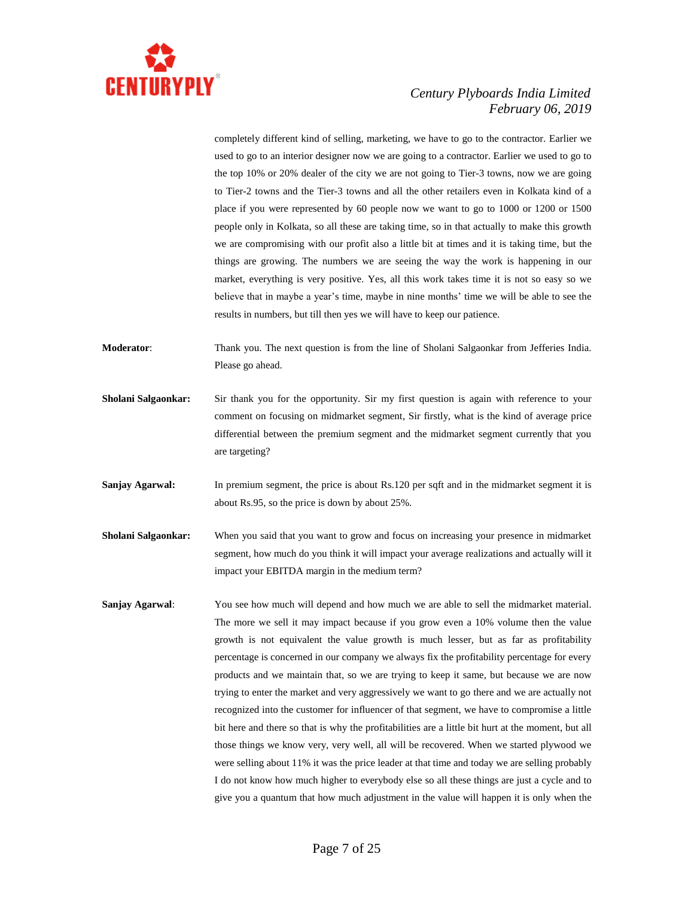completely different kind of selling, marketing, we have to go to the contractor. Earlier we used to go to an interior designer now we are going to a contractor. Earlier we used to go to the top 10% or 20% dealer of the city we are not going to Tier-3 towns, now we are going to Tier-2 towns and the Tier-3 towns and all the other retailers even in Kolkata kind of a place if you were represented by 60 people now we want to go to 1000 or 1200 or 1500 people only in Kolkata, so all these are taking time, so in that actually to make this growth we are compromising with our profit also a little bit at times and it is taking time, but the things are growing. The numbers we are seeing the way the work is happening in our market, everything is very positive. Yes, all this work takes time it is not so easy so we believe that in maybe a year's time, maybe in nine months' time we will be able to see the results in numbers, but till then yes we will have to keep our patience.

**Moderator**: Thank you. The next question is from the line of Sholani Salgaonkar from Jefferies India. Please go ahead.

**Sholani Salgaonkar:** Sir thank you for the opportunity. Sir my first question is again with reference to your comment on focusing on midmarket segment, Sir firstly, what is the kind of average price differential between the premium segment and the midmarket segment currently that you are targeting?

**Sanjay Agarwal:** In premium segment, the price is about Rs.120 per sqft and in the midmarket segment it is about Rs.95, so the price is down by about 25%.

**Sholani Salgaonkar:** When you said that you want to grow and focus on increasing your presence in midmarket segment, how much do you think it will impact your average realizations and actually will it impact your EBITDA margin in the medium term?

**Sanjay Agarwal**: You see how much will depend and how much we are able to sell the midmarket material. The more we sell it may impact because if you grow even a 10% volume then the value growth is not equivalent the value growth is much lesser, but as far as profitability percentage is concerned in our company we always fix the profitability percentage for every products and we maintain that, so we are trying to keep it same, but because we are now trying to enter the market and very aggressively we want to go there and we are actually not recognized into the customer for influencer of that segment, we have to compromise a little bit here and there so that is why the profitabilities are a little bit hurt at the moment, but all those things we know very, very well, all will be recovered. When we started plywood we were selling about 11% it was the price leader at that time and today we are selling probably I do not know how much higher to everybody else so all these things are just a cycle and to give you a quantum that how much adjustment in the value will happen it is only when the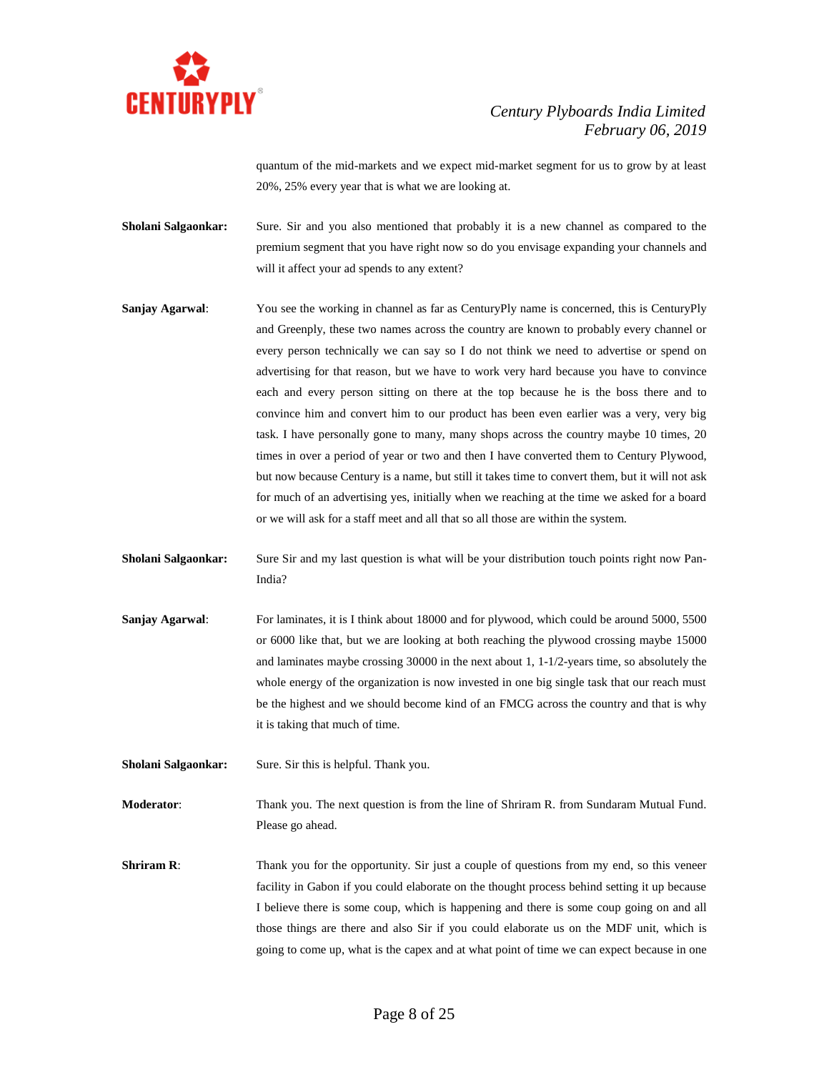quantum of the mid-markets and we expect mid-market segment for us to grow by at least 20%, 25% every year that is what we are looking at.

**Sholani Salgaonkar:** Sure. Sir and you also mentioned that probably it is a new channel as compared to the premium segment that you have right now so do you envisage expanding your channels and will it affect your ad spends to any extent?

**Sanjay Agarwal**: You see the working in channel as far as CenturyPly name is concerned, this is CenturyPly and Greenply, these two names across the country are known to probably every channel or every person technically we can say so I do not think we need to advertise or spend on advertising for that reason, but we have to work very hard because you have to convince each and every person sitting on there at the top because he is the boss there and to convince him and convert him to our product has been even earlier was a very, very big task. I have personally gone to many, many shops across the country maybe 10 times, 20 times in over a period of year or two and then I have converted them to Century Plywood, but now because Century is a name, but still it takes time to convert them, but it will not ask for much of an advertising yes, initially when we reaching at the time we asked for a board or we will ask for a staff meet and all that so all those are within the system.

**Sholani Salgaonkar:** Sure Sir and my last question is what will be your distribution touch points right now Pan-India?

**Sanjay Agarwal**: For laminates, it is I think about 18000 and for plywood, which could be around 5000, 5500 or 6000 like that, but we are looking at both reaching the plywood crossing maybe 15000 and laminates maybe crossing 30000 in the next about 1, 1-1/2-years time, so absolutely the whole energy of the organization is now invested in one big single task that our reach must be the highest and we should become kind of an FMCG across the country and that is why it is taking that much of time.

**Sholani Salgaonkar:** Sure. Sir this is helpful. Thank you.

**Moderator**: Thank you. The next question is from the line of Shriram R. from Sundaram Mutual Fund. Please go ahead.

**Shriram R**: Thank you for the opportunity. Sir just a couple of questions from my end, so this veneer facility in Gabon if you could elaborate on the thought process behind setting it up because I believe there is some coup, which is happening and there is some coup going on and all those things are there and also Sir if you could elaborate us on the MDF unit, which is going to come up, what is the capex and at what point of time we can expect because in one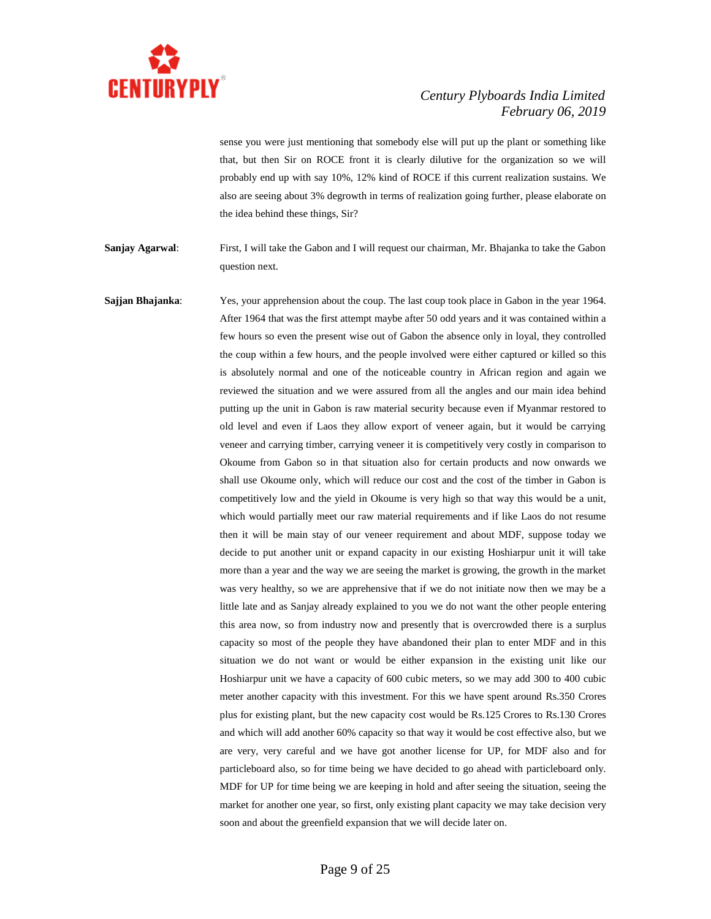sense you were just mentioning that somebody else will put up the plant or something like that, but then Sir on ROCE front it is clearly dilutive for the organization so we will probably end up with say 10%, 12% kind of ROCE if this current realization sustains. We also are seeing about 3% degrowth in terms of realization going further, please elaborate on the idea behind these things, Sir?

**Sanjay Agarwal**: First, I will take the Gabon and I will request our chairman, Mr. Bhajanka to take the Gabon question next.

**Sajjan Bhajanka**: Yes, your apprehension about the coup. The last coup took place in Gabon in the year 1964. After 1964 that was the first attempt maybe after 50 odd years and it was contained within a few hours so even the present wise out of Gabon the absence only in loyal, they controlled the coup within a few hours, and the people involved were either captured or killed so this is absolutely normal and one of the noticeable country in African region and again we reviewed the situation and we were assured from all the angles and our main idea behind putting up the unit in Gabon is raw material security because even if Myanmar restored to old level and even if Laos they allow export of veneer again, but it would be carrying veneer and carrying timber, carrying veneer it is competitively very costly in comparison to Okoume from Gabon so in that situation also for certain products and now onwards we shall use Okoume only, which will reduce our cost and the cost of the timber in Gabon is competitively low and the yield in Okoume is very high so that way this would be a unit, which would partially meet our raw material requirements and if like Laos do not resume then it will be main stay of our veneer requirement and about MDF, suppose today we decide to put another unit or expand capacity in our existing Hoshiarpur unit it will take more than a year and the way we are seeing the market is growing, the growth in the market was very healthy, so we are apprehensive that if we do not initiate now then we may be a little late and as Sanjay already explained to you we do not want the other people entering this area now, so from industry now and presently that is overcrowded there is a surplus capacity so most of the people they have abandoned their plan to enter MDF and in this situation we do not want or would be either expansion in the existing unit like our Hoshiarpur unit we have a capacity of 600 cubic meters, so we may add 300 to 400 cubic meter another capacity with this investment. For this we have spent around Rs.350 Crores plus for existing plant, but the new capacity cost would be Rs.125 Crores to Rs.130 Crores and which will add another 60% capacity so that way it would be cost effective also, but we are very, very careful and we have got another license for UP, for MDF also and for particleboard also, so for time being we have decided to go ahead with particleboard only. MDF for UP for time being we are keeping in hold and after seeing the situation, seeing the market for another one year, so first, only existing plant capacity we may take decision very soon and about the greenfield expansion that we will decide later on.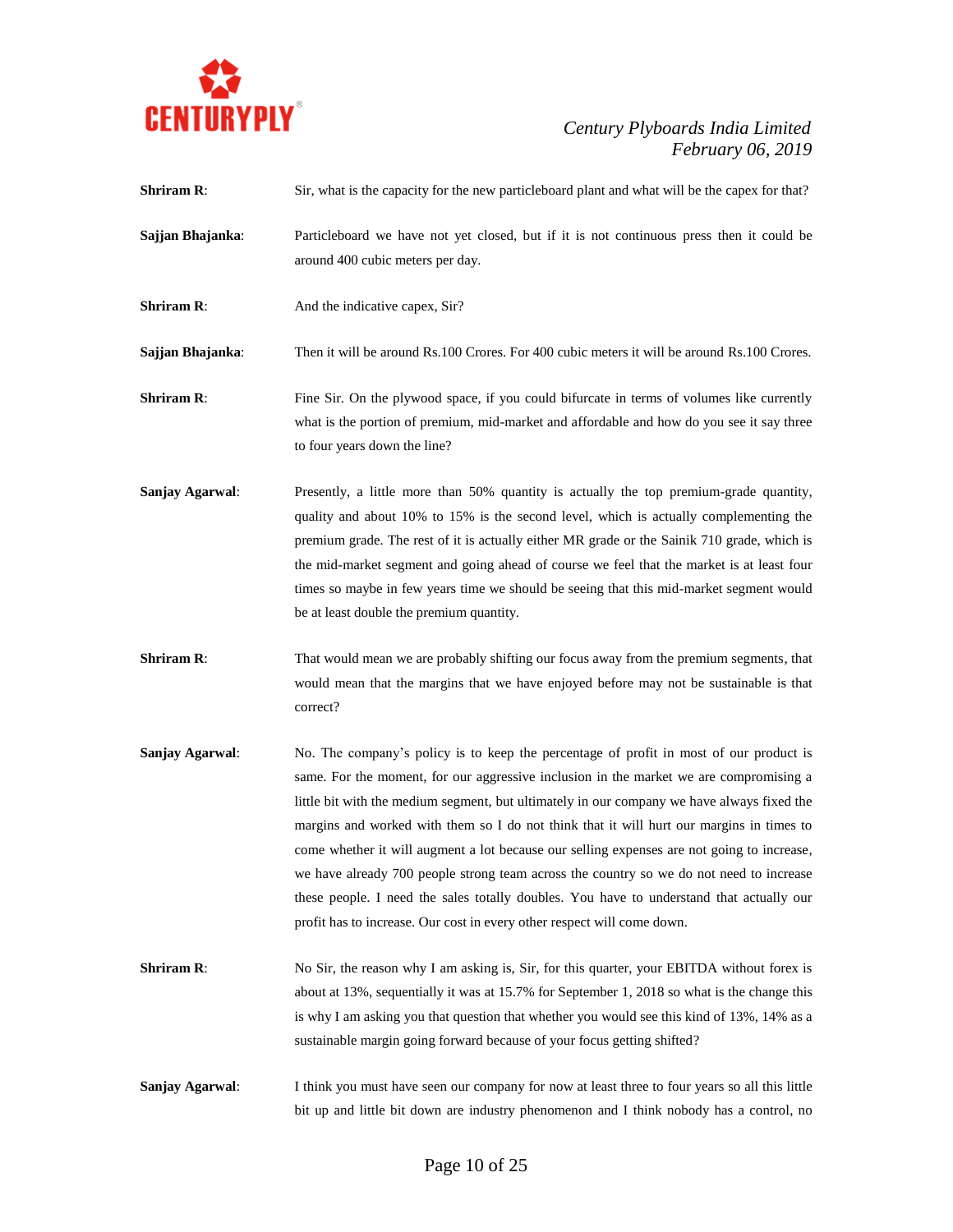**Shriram R**: Sir, what is the capacity for the new particleboard plant and what will be the capex for that?

**Sajjan Bhajanka**: Particleboard we have not yet closed, but if it is not continuous press then it could be around 400 cubic meters per day.

**Shriram R**: And the indicative capex, Sir?

**Sajjan Bhajanka**: Then it will be around Rs.100 Crores. For 400 cubic meters it will be around Rs.100 Crores.

**Shriram R**: Fine Sir. On the plywood space, if you could bifurcate in terms of volumes like currently what is the portion of premium, mid-market and affordable and how do you see it say three to four years down the line?

**Sanjay Agarwal**: Presently, a little more than 50% quantity is actually the top premium-grade quantity, quality and about 10% to 15% is the second level, which is actually complementing the premium grade. The rest of it is actually either MR grade or the Sainik 710 grade, which is the mid-market segment and going ahead of course we feel that the market is at least four times so maybe in few years time we should be seeing that this mid-market segment would be at least double the premium quantity.

**Shriram R**: That would mean we are probably shifting our focus away from the premium segments, that would mean that the margins that we have enjoyed before may not be sustainable is that correct?

**Sanjay Agarwal**: No. The company's policy is to keep the percentage of profit in most of our product is same. For the moment, for our aggressive inclusion in the market we are compromising a little bit with the medium segment, but ultimately in our company we have always fixed the margins and worked with them so I do not think that it will hurt our margins in times to come whether it will augment a lot because our selling expenses are not going to increase, we have already 700 people strong team across the country so we do not need to increase these people. I need the sales totally doubles. You have to understand that actually our profit has to increase. Our cost in every other respect will come down.

**Shriram R**: No Sir, the reason why I am asking is, Sir, for this quarter, your EBITDA without forex is about at 13%, sequentially it was at 15.7% for September 1, 2018 so what is the change this is why I am asking you that question that whether you would see this kind of 13%, 14% as a sustainable margin going forward because of your focus getting shifted?

**Sanjay Agarwal**: I think you must have seen our company for now at least three to four years so all this little bit up and little bit down are industry phenomenon and I think nobody has a control, no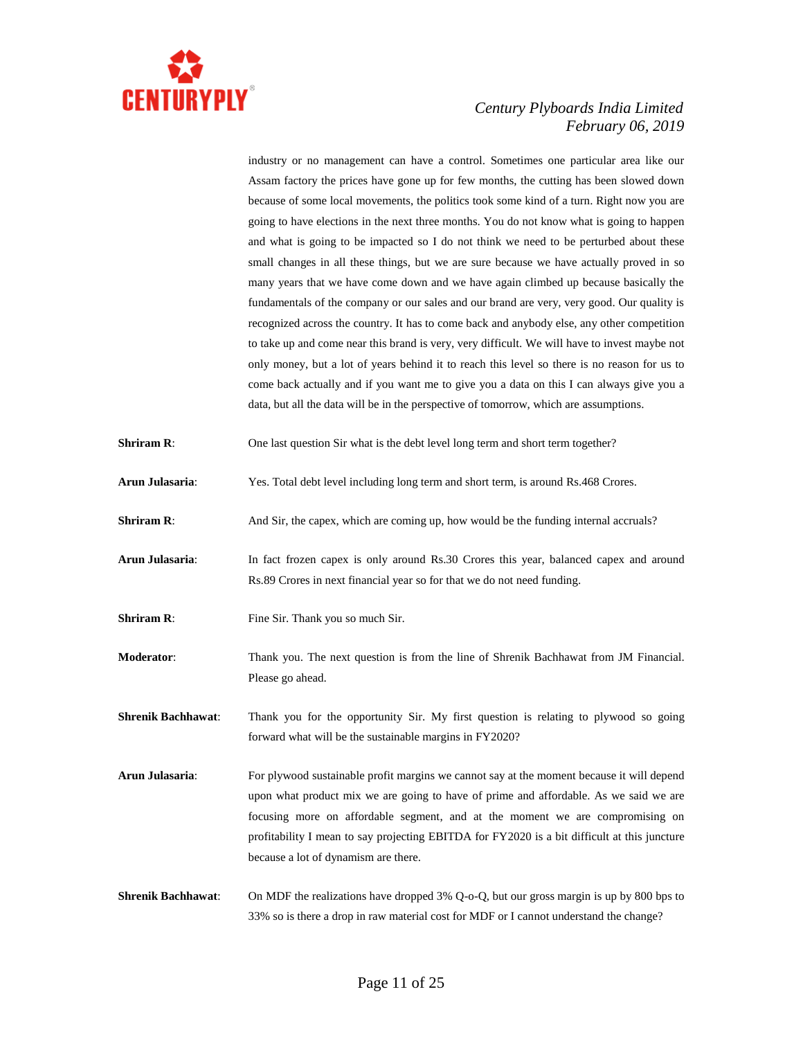industry or no management can have a control. Sometimes one particular area like our Assam factory the prices have gone up for few months, the cutting has been slowed down because of some local movements, the politics took some kind of a turn. Right now you are going to have elections in the next three months. You do not know what is going to happen and what is going to be impacted so I do not think we need to be perturbed about these small changes in all these things, but we are sure because we have actually proved in so many years that we have come down and we have again climbed up because basically the fundamentals of the company or our sales and our brand are very, very good. Our quality is recognized across the country. It has to come back and anybody else, any other competition to take up and come near this brand is very, very difficult. We will have to invest maybe not only money, but a lot of years behind it to reach this level so there is no reason for us to come back actually and if you want me to give you a data on this I can always give you a data, but all the data will be in the perspective of tomorrow, which are assumptions.

**Shriram R**: One last question Sir what is the debt level long term and short term together?

**Arun Julasaria**: Yes. Total debt level including long term and short term, is around Rs.468 Crores.

**Shriram R**: And Sir, the capex, which are coming up, how would be the funding internal accruals?

**Arun Julasaria**: In fact frozen capex is only around Rs.30 Crores this year, balanced capex and around Rs.89 Crores in next financial year so for that we do not need funding.

**Shriram R**: Fine Sir. Thank you so much Sir.

**Moderator**: Thank you. The next question is from the line of Shrenik Bachhawat from JM Financial. Please go ahead.

**Shrenik Bachhawat**: Thank you for the opportunity Sir. My first question is relating to plywood so going forward what will be the sustainable margins in FY2020?

**Arun Julasaria**: For plywood sustainable profit margins we cannot say at the moment because it will depend upon what product mix we are going to have of prime and affordable. As we said we are focusing more on affordable segment, and at the moment we are compromising on profitability I mean to say projecting EBITDA for FY2020 is a bit difficult at this juncture because a lot of dynamism are there.

**Shrenik Bachhawat**: On MDF the realizations have dropped 3% Q-o-Q, but our gross margin is up by 800 bps to 33% so is there a drop in raw material cost for MDF or I cannot understand the change?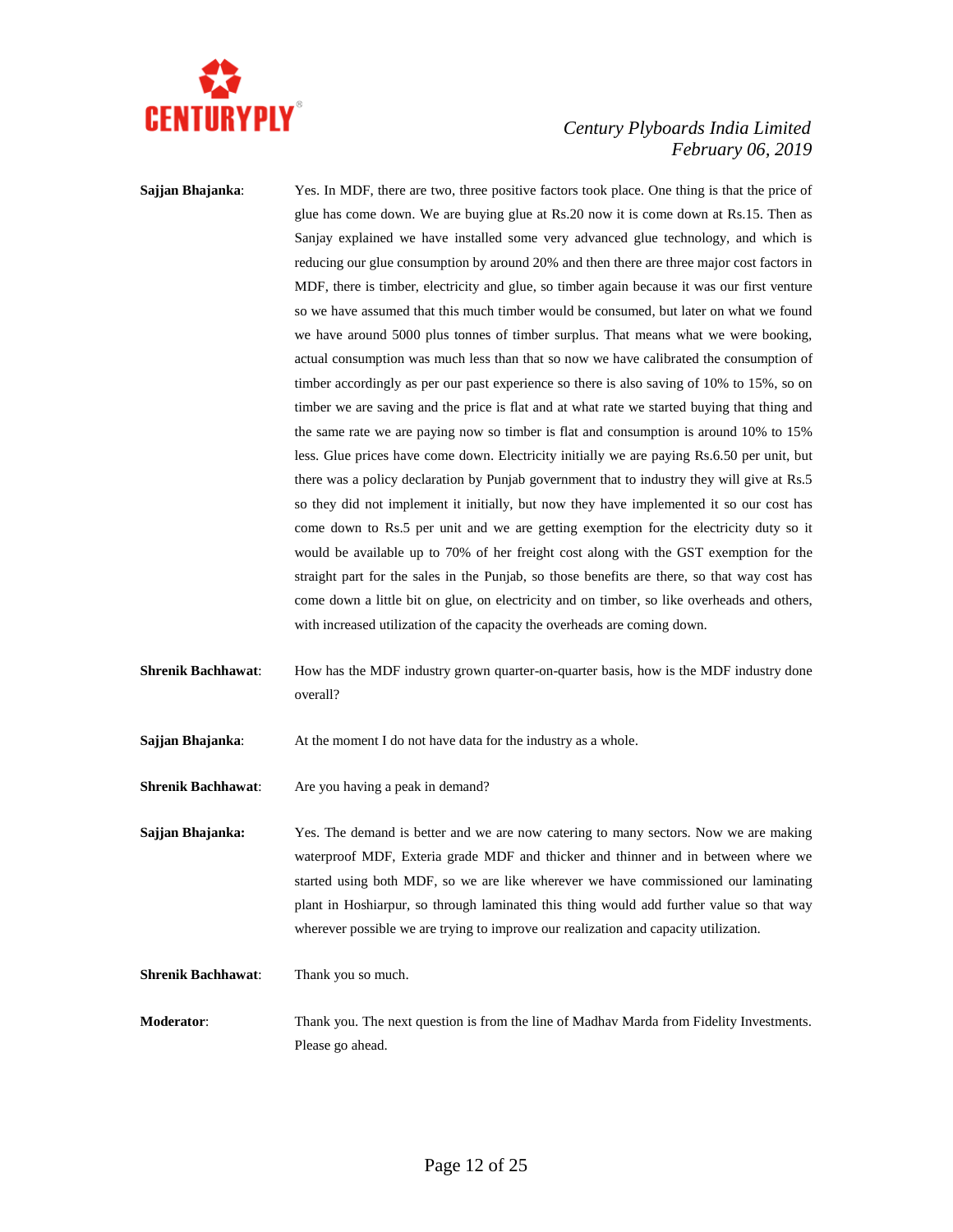**Sajjan Bhajanka**: Yes. In MDF, there are two, three positive factors took place. One thing is that the price of glue has come down. We are buying glue at Rs.20 now it is come down at Rs.15. Then as Sanjay explained we have installed some very advanced glue technology, and which is reducing our glue consumption by around 20% and then there are three major cost factors in MDF, there is timber, electricity and glue, so timber again because it was our first venture so we have assumed that this much timber would be consumed, but later on what we found we have around 5000 plus tonnes of timber surplus. That means what we were booking, actual consumption was much less than that so now we have calibrated the consumption of timber accordingly as per our past experience so there is also saving of 10% to 15%, so on timber we are saving and the price is flat and at what rate we started buying that thing and the same rate we are paying now so timber is flat and consumption is around 10% to 15% less. Glue prices have come down. Electricity initially we are paying Rs.6.50 per unit, but there was a policy declaration by Punjab government that to industry they will give at Rs.5 so they did not implement it initially, but now they have implemented it so our cost has come down to Rs.5 per unit and we are getting exemption for the electricity duty so it would be available up to 70% of her freight cost along with the GST exemption for the straight part for the sales in the Punjab, so those benefits are there, so that way cost has come down a little bit on glue, on electricity and on timber, so like overheads and others, with increased utilization of the capacity the overheads are coming down.

**Shrenik Bachhawat**: How has the MDF industry grown quarter-on-quarter basis, how is the MDF industry done overall?

**Sajjan Bhajanka**: At the moment I do not have data for the industry as a whole.

**Shrenik Bachhawat**: Are you having a peak in demand?

**Sajjan Bhajanka:** Yes. The demand is better and we are now catering to many sectors. Now we are making waterproof MDF, Exteria grade MDF and thicker and thinner and in between where we started using both MDF, so we are like wherever we have commissioned our laminating plant in Hoshiarpur, so through laminated this thing would add further value so that way wherever possible we are trying to improve our realization and capacity utilization.

**Shrenik Bachhawat**: Thank you so much.

**Moderator**: Thank you. The next question is from the line of Madhav Marda from Fidelity Investments. Please go ahead.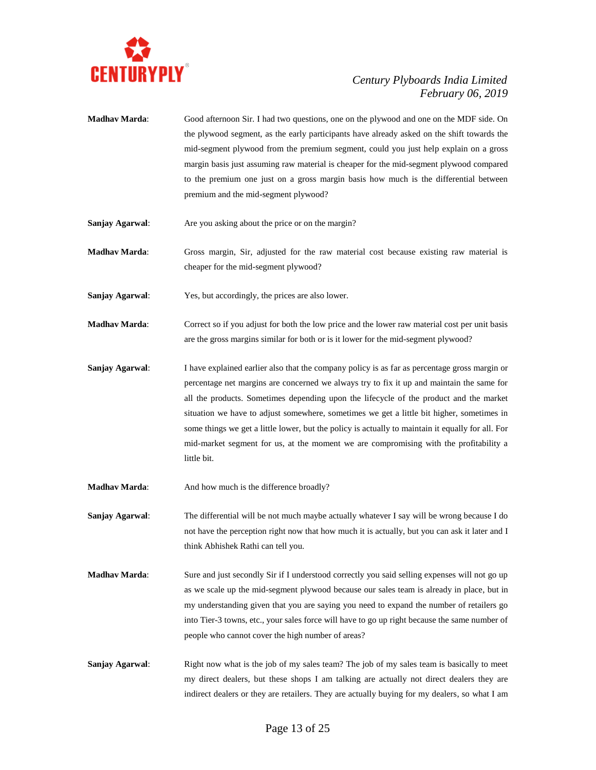**Madhav Marda**: Good afternoon Sir. I had two questions, one on the plywood and one on the MDF side. On the plywood segment, as the early participants have already asked on the shift towards the mid-segment plywood from the premium segment, could you just help explain on a gross margin basis just assuming raw material is cheaper for the mid-segment plywood compared to the premium one just on a gross margin basis how much is the differential between premium and the mid-segment plywood?

**Sanjay Agarwal**: Are you asking about the price or on the margin?

**Madhav Marda**: Gross margin, Sir, adjusted for the raw material cost because existing raw material is cheaper for the mid-segment plywood?

**Sanjay Agarwal**: Yes, but accordingly, the prices are also lower.

**Madhav Marda**: Correct so if you adjust for both the low price and the lower raw material cost per unit basis are the gross margins similar for both or is it lower for the mid-segment plywood?

**Sanjay Agarwal**: I have explained earlier also that the company policy is as far as percentage gross margin or percentage net margins are concerned we always try to fix it up and maintain the same for all the products. Sometimes depending upon the lifecycle of the product and the market situation we have to adjust somewhere, sometimes we get a little bit higher, sometimes in some things we get a little lower, but the policy is actually to maintain it equally for all. For mid-market segment for us, at the moment we are compromising with the profitability a little bit.

**Madhav Marda**: And how much is the difference broadly?

**Sanjay Agarwal**: The differential will be not much maybe actually whatever I say will be wrong because I do not have the perception right now that how much it is actually, but you can ask it later and I think Abhishek Rathi can tell you.

**Madhav Marda**: Sure and just secondly Sir if I understood correctly you said selling expenses will not go up as we scale up the mid-segment plywood because our sales team is already in place, but in my understanding given that you are saying you need to expand the number of retailers go into Tier-3 towns, etc., your sales force will have to go up right because the same number of people who cannot cover the high number of areas?

**Sanjay Agarwal**: Right now what is the job of my sales team? The job of my sales team is basically to meet my direct dealers, but these shops I am talking are actually not direct dealers they are indirect dealers or they are retailers. They are actually buying for my dealers, so what I am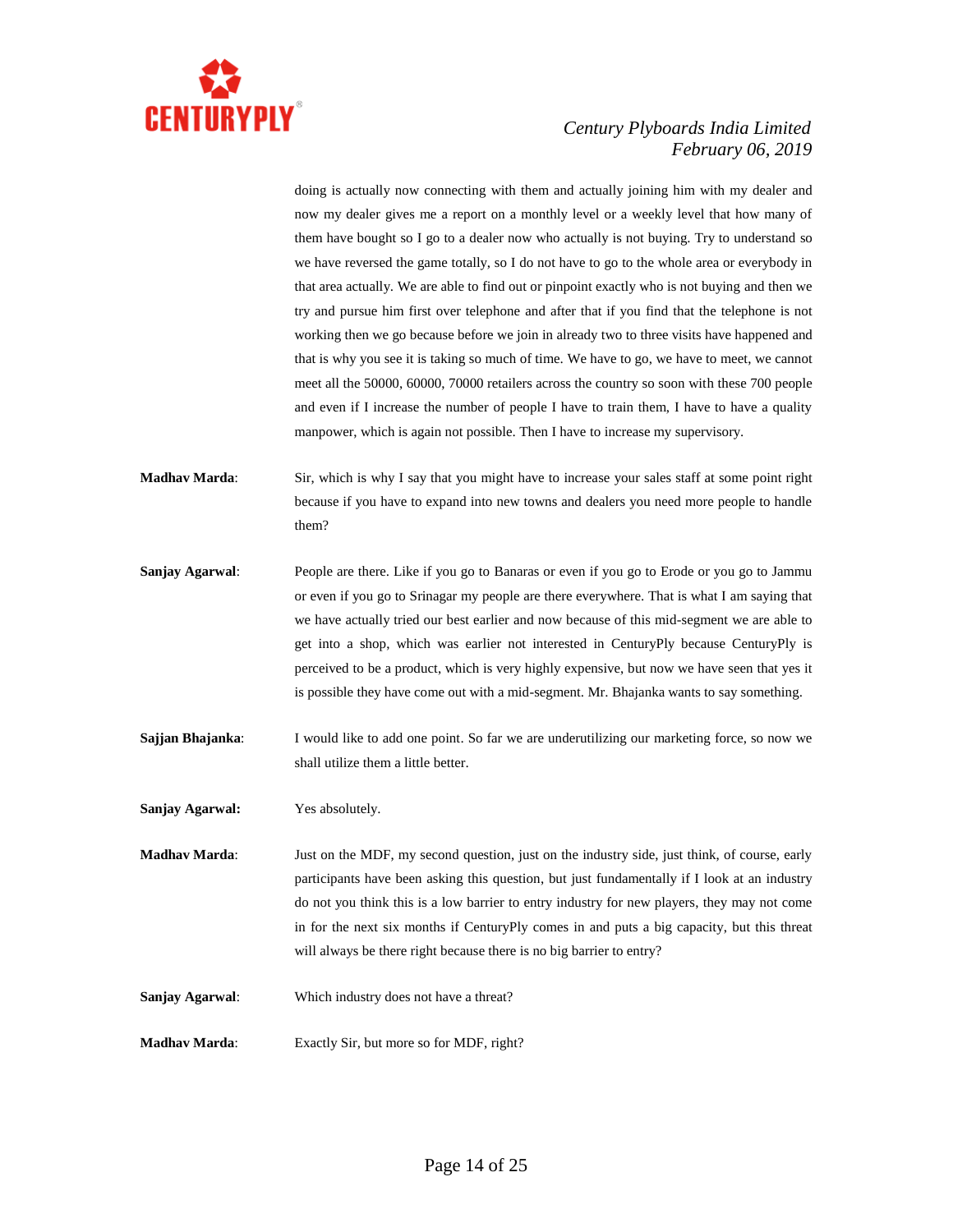doing is actually now connecting with them and actually joining him with my dealer and now my dealer gives me a report on a monthly level or a weekly level that how many of them have bought so I go to a dealer now who actually is not buying. Try to understand so we have reversed the game totally, so I do not have to go to the whole area or everybody in that area actually. We are able to find out or pinpoint exactly who is not buying and then we try and pursue him first over telephone and after that if you find that the telephone is not working then we go because before we join in already two to three visits have happened and that is why you see it is taking so much of time. We have to go, we have to meet, we cannot meet all the 50000, 60000, 70000 retailers across the country so soon with these 700 people and even if I increase the number of people I have to train them, I have to have a quality manpower, which is again not possible. Then I have to increase my supervisory.

**Madhav Marda**: Sir, which is why I say that you might have to increase your sales staff at some point right because if you have to expand into new towns and dealers you need more people to handle them?

**Sanjay Agarwal**: People are there. Like if you go to Banaras or even if you go to Erode or you go to Jammu or even if you go to Srinagar my people are there everywhere. That is what I am saying that we have actually tried our best earlier and now because of this mid-segment we are able to get into a shop, which was earlier not interested in CenturyPly because CenturyPly is perceived to be a product, which is very highly expensive, but now we have seen that yes it is possible they have come out with a mid-segment. Mr. Bhajanka wants to say something.

**Sajjan Bhajanka**: I would like to add one point. So far we are underutilizing our marketing force, so now we shall utilize them a little better.

**Sanjay Agarwal:** Yes absolutely.

**Madhav Marda**: Just on the MDF, my second question, just on the industry side, just think, of course, early participants have been asking this question, but just fundamentally if I look at an industry do not you think this is a low barrier to entry industry for new players, they may not come in for the next six months if CenturyPly comes in and puts a big capacity, but this threat will always be there right because there is no big barrier to entry?

**Sanjay Agarwal**: Which industry does not have a threat?

**Madhav Marda**: Exactly Sir, but more so for MDF, right?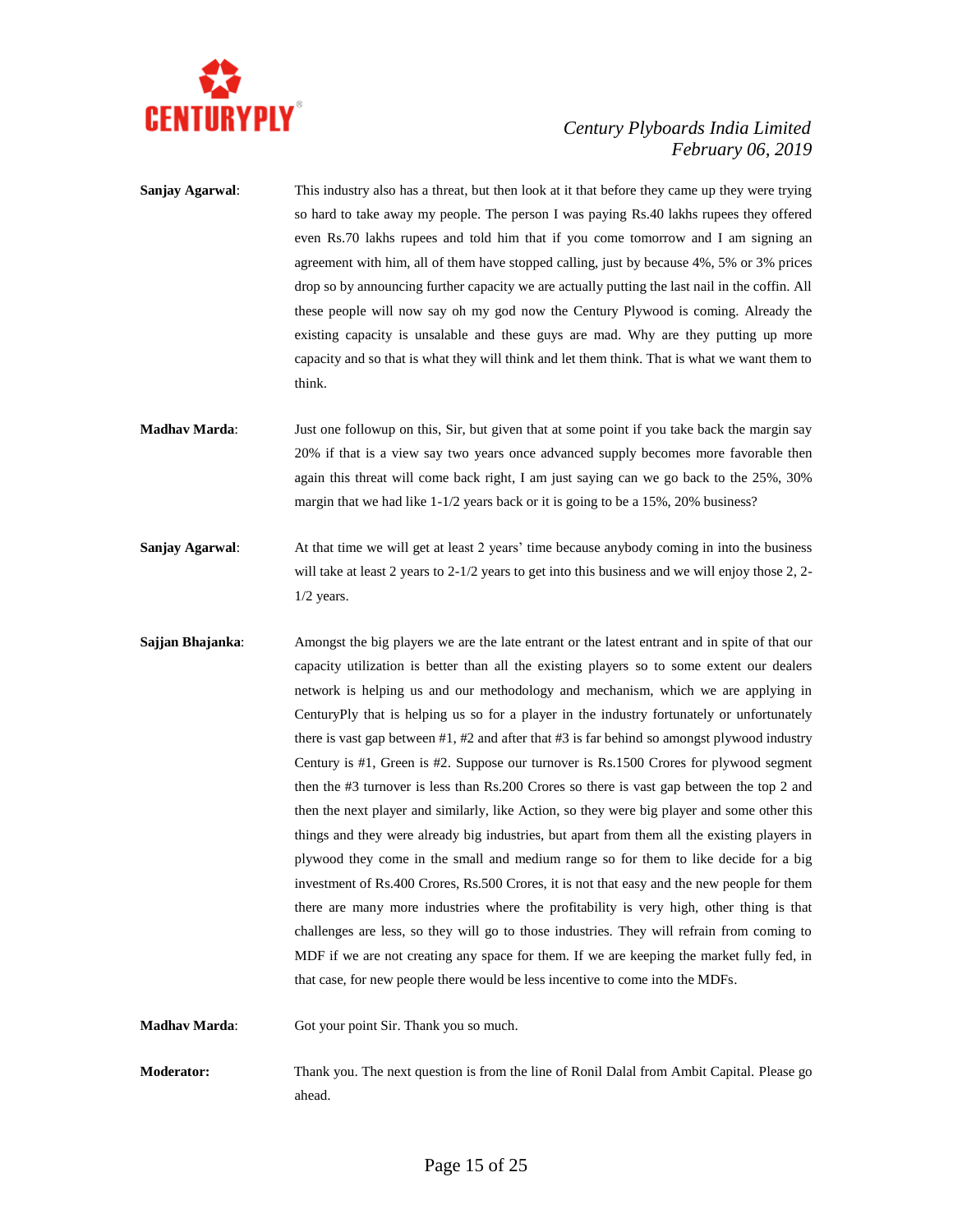**Sanjay Agarwal**: This industry also has a threat, but then look at it that before they came up they were trying so hard to take away my people. The person I was paying Rs.40 lakhs rupees they offered even Rs.70 lakhs rupees and told him that if you come tomorrow and I am signing an agreement with him, all of them have stopped calling, just by because 4%, 5% or 3% prices drop so by announcing further capacity we are actually putting the last nail in the coffin. All these people will now say oh my god now the Century Plywood is coming. Already the existing capacity is unsalable and these guys are mad. Why are they putting up more capacity and so that is what they will think and let them think. That is what we want them to think.

**Madhav Marda**: Just one followup on this, Sir, but given that at some point if you take back the margin say 20% if that is a view say two years once advanced supply becomes more favorable then again this threat will come back right, I am just saying can we go back to the 25%, 30% margin that we had like 1-1/2 years back or it is going to be a 15%, 20% business?

**Sanjay Agarwal**: At that time we will get at least 2 years' time because anybody coming in into the business will take at least 2 years to 2-1/2 years to get into this business and we will enjoy those 2, 2-1/2 years.

**Sajjan Bhajanka**: Amongst the big players we are the late entrant or the latest entrant and in spite of that our capacity utilization is better than all the existing players so to some extent our dealers network is helping us and our methodology and mechanism, which we are applying in CenturyPly that is helping us so for a player in the industry fortunately or unfortunately there is vast gap between #1, #2 and after that #3 is far behind so amongst plywood industry Century is #1, Green is #2. Suppose our turnover is Rs.1500 Crores for plywood segment then the #3 turnover is less than Rs.200 Crores so there is vast gap between the top 2 and then the next player and similarly, like Action, so they were big player and some other this things and they were already big industries, but apart from them all the existing players in plywood they come in the small and medium range so for them to like decide for a big investment of Rs.400 Crores, Rs.500 Crores, it is not that easy and the new people for them there are many more industries where the profitability is very high, other thing is that challenges are less, so they will go to those industries. They will refrain from coming to MDF if we are not creating any space for them. If we are keeping the market fully fed, in that case, for new people there would be less incentive to come into the MDFs.

**Madhav Marda**: Got your point Sir. Thank you so much.

**Moderator:** Thank you. The next question is from the line of Ronil Dalal from Ambit Capital. Please go ahead.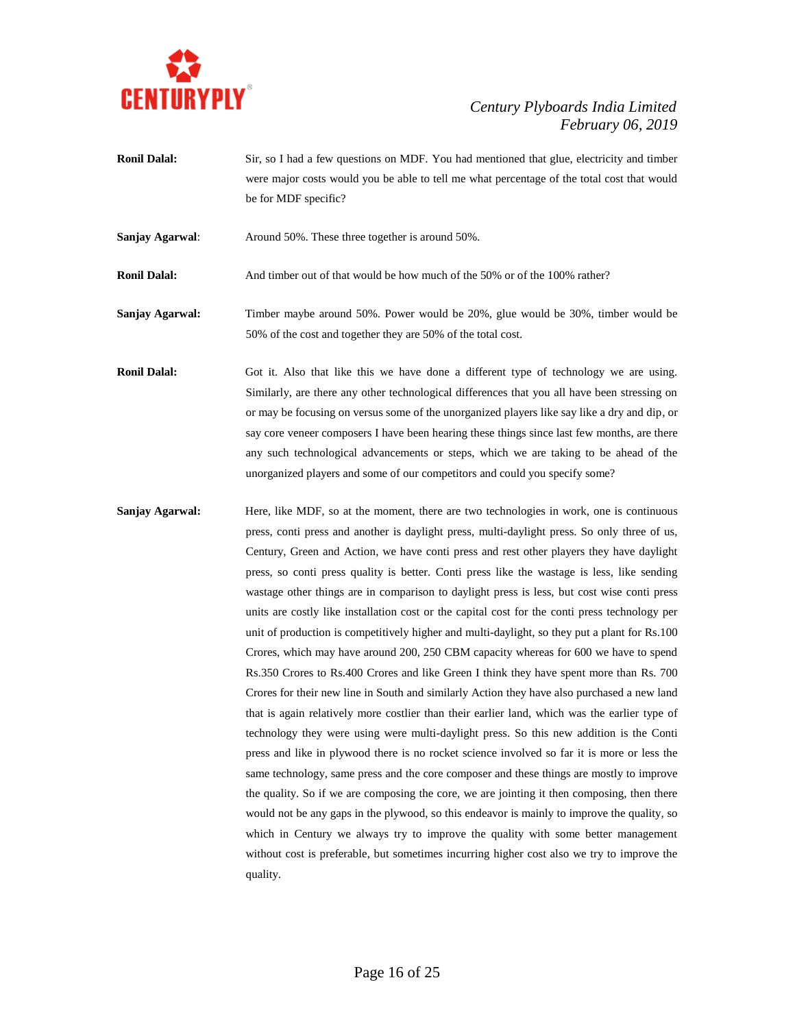**Ronil Dalal:** Sir, so I had a few questions on MDF. You had mentioned that glue, electricity and timber were major costs would you be able to tell me what percentage of the total cost that would be for MDF specific?

**Sanjay Agarwal**: Around 50%. These three together is around 50%.

**Ronil Dalal:** And timber out of that would be how much of the 50% or of the 100% rather?

**Sanjay Agarwal:** Timber maybe around 50%. Power would be 20%, glue would be 30%, timber would be 50% of the cost and together they are 50% of the total cost.

**Ronil Dalal:** Got it. Also that like this we have done a different type of technology we are using. Similarly, are there any other technological differences that you all have been stressing on or may be focusing on versus some of the unorganized players like say like a dry and dip, or say core veneer composers I have been hearing these things since last few months, are there any such technological advancements or steps, which we are taking to be ahead of the unorganized players and some of our competitors and could you specify some?

**Sanjay Agarwal:** Here, like MDF, so at the moment, there are two technologies in work, one is continuous press, conti press and another is daylight press, multi-daylight press. So only three of us, Century, Green and Action, we have conti press and rest other players they have daylight press, so conti press quality is better. Conti press like the wastage is less, like sending wastage other things are in comparison to daylight press is less, but cost wise conti press units are costly like installation cost or the capital cost for the conti press technology per unit of production is competitively higher and multi-daylight, so they put a plant for Rs.100 Crores, which may have around 200, 250 CBM capacity whereas for 600 we have to spend Rs.350 Crores to Rs.400 Crores and like Green I think they have spent more than Rs. 700 Crores for their new line in South and similarly Action they have also purchased a new land that is again relatively more costlier than their earlier land, which was the earlier type of technology they were using were multi-daylight press. So this new addition is the Conti press and like in plywood there is no rocket science involved so far it is more or less the same technology, same press and the core composer and these things are mostly to improve the quality. So if we are composing the core, we are jointing it then composing, then there would not be any gaps in the plywood, so this endeavor is mainly to improve the quality, so which in Century we always try to improve the quality with some better management without cost is preferable, but sometimes incurring higher cost also we try to improve the quality.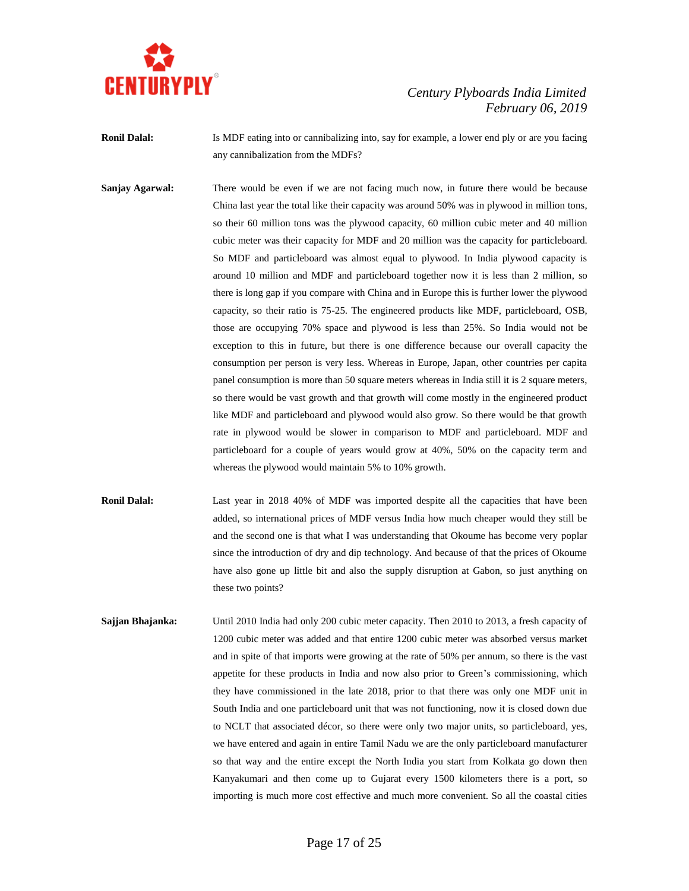**Ronil Dalal:** Is MDF eating into or cannibalizing into, say for example, a lower end ply or are you facing any cannibalization from the MDFs?

**Sanjay Agarwal:** There would be even if we are not facing much now, in future there would be because China last year the total like their capacity was around 50% was in plywood in million tons, so their 60 million tons was the plywood capacity, 60 million cubic meter and 40 million cubic meter was their capacity for MDF and 20 million was the capacity for particleboard. So MDF and particleboard was almost equal to plywood. In India plywood capacity is around 10 million and MDF and particleboard together now it is less than 2 million, so there is long gap if you compare with China and in Europe this is further lower the plywood capacity, so their ratio is 75-25. The engineered products like MDF, particleboard, OSB, those are occupying 70% space and plywood is less than 25%. So India would not be exception to this in future, but there is one difference because our overall capacity the consumption per person is very less. Whereas in Europe, Japan, other countries per capita panel consumption is more than 50 square meters whereas in India still it is 2 square meters, so there would be vast growth and that growth will come mostly in the engineered product like MDF and particleboard and plywood would also grow. So there would be that growth rate in plywood would be slower in comparison to MDF and particleboard. MDF and particleboard for a couple of years would grow at 40%, 50% on the capacity term and whereas the plywood would maintain 5% to 10% growth.

**Ronil Dalal:** Last year in 2018 40% of MDF was imported despite all the capacities that have been added, so international prices of MDF versus India how much cheaper would they still be and the second one is that what I was understanding that Okoume has become very poplar since the introduction of dry and dip technology. And because of that the prices of Okoume have also gone up little bit and also the supply disruption at Gabon, so just anything on these two points?

**Sajjan Bhajanka:** Until 2010 India had only 200 cubic meter capacity. Then 2010 to 2013, a fresh capacity of 1200 cubic meter was added and that entire 1200 cubic meter was absorbed versus market and in spite of that imports were growing at the rate of 50% per annum, so there is the vast appetite for these products in India and now also prior to Green's commissioning, which they have commissioned in the late 2018, prior to that there was only one MDF unit in South India and one particleboard unit that was not functioning, now it is closed down due to NCLT that associated décor, so there were only two major units, so particleboard, yes, we have entered and again in entire Tamil Nadu we are the only particleboard manufacturer so that way and the entire except the North India you start from Kolkata go down then Kanyakumari and then come up to Gujarat every 1500 kilometers there is a port, so importing is much more cost effective and much more convenient. So all the coastal cities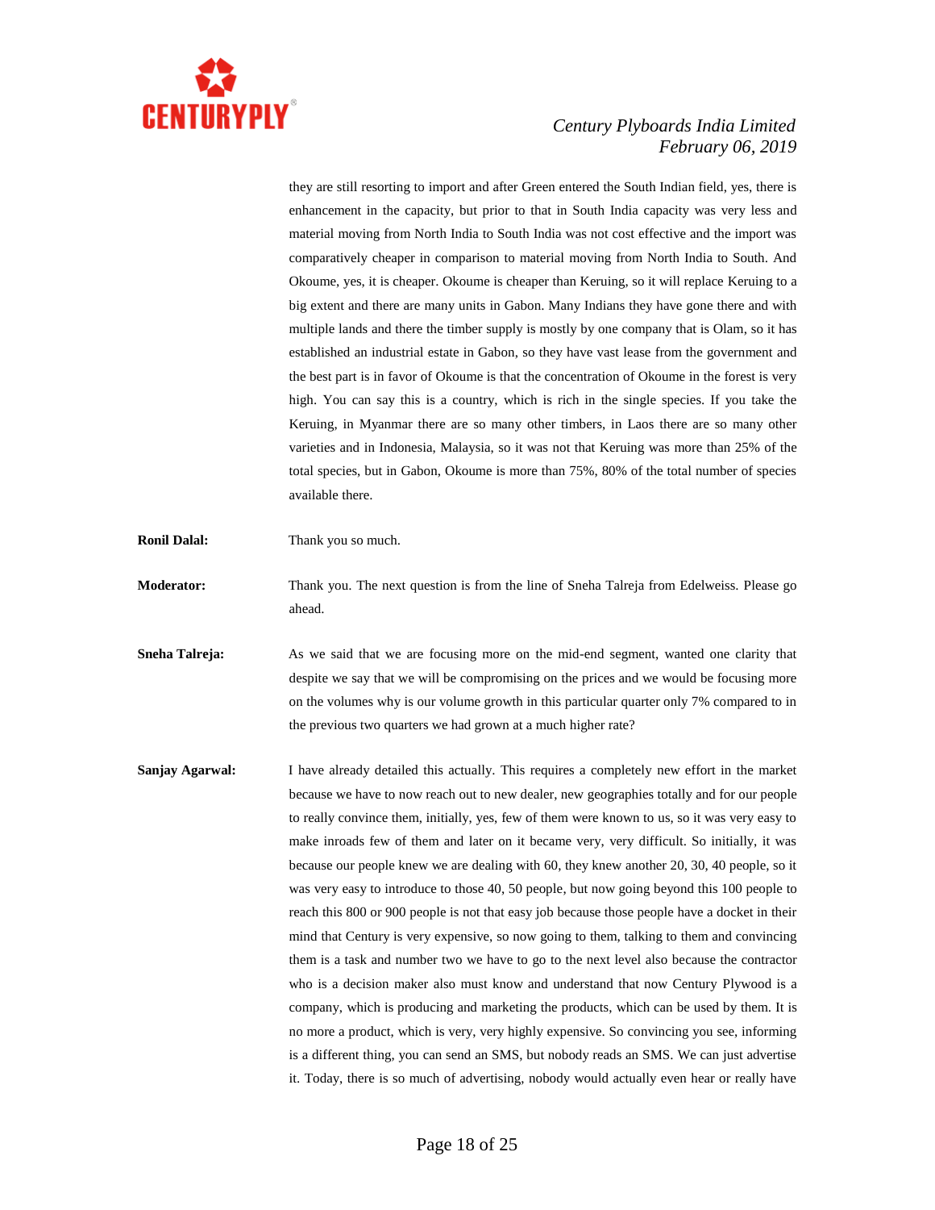they are still resorting to import and after Green entered the South Indian field, yes, there is enhancement in the capacity, but prior to that in South India capacity was very less and material moving from North India to South India was not cost effective and the import was comparatively cheaper in comparison to material moving from North India to South. And Okoume, yes, it is cheaper. Okoume is cheaper than Keruing, so it will replace Keruing to a big extent and there are many units in Gabon. Many Indians they have gone there and with multiple lands and there the timber supply is mostly by one company that is Olam, so it has established an industrial estate in Gabon, so they have vast lease from the government and the best part is in favor of Okoume is that the concentration of Okoume in the forest is very high. You can say this is a country, which is rich in the single species. If you take the Keruing, in Myanmar there are so many other timbers, in Laos there are so many other varieties and in Indonesia, Malaysia, so it was not that Keruing was more than 25% of the total species, but in Gabon, Okoume is more than 75%, 80% of the total number of species available there.

**Ronil Dalal:** Thank you so much.

**Moderator:** Thank you. The next question is from the line of Sneha Talreja from Edelweiss. Please go ahead.

**Sneha Talreja:** As we said that we are focusing more on the mid-end segment, wanted one clarity that despite we say that we will be compromising on the prices and we would be focusing more on the volumes why is our volume growth in this particular quarter only 7% compared to in the previous two quarters we had grown at a much higher rate?

**Sanjay Agarwal:** I have already detailed this actually. This requires a completely new effort in the market because we have to now reach out to new dealer, new geographies totally and for our people to really convince them, initially, yes, few of them were known to us, so it was very easy to make inroads few of them and later on it became very, very difficult. So initially, it was because our people knew we are dealing with 60, they knew another 20, 30, 40 people, so it was very easy to introduce to those 40, 50 people, but now going beyond this 100 people to reach this 800 or 900 people is not that easy job because those people have a docket in their mind that Century is very expensive, so now going to them, talking to them and convincing them is a task and number two we have to go to the next level also because the contractor who is a decision maker also must know and understand that now Century Plywood is a company, which is producing and marketing the products, which can be used by them. It is no more a product, which is very, very highly expensive. So convincing you see, informing is a different thing, you can send an SMS, but nobody reads an SMS. We can just advertise it. Today, there is so much of advertising, nobody would actually even hear or really have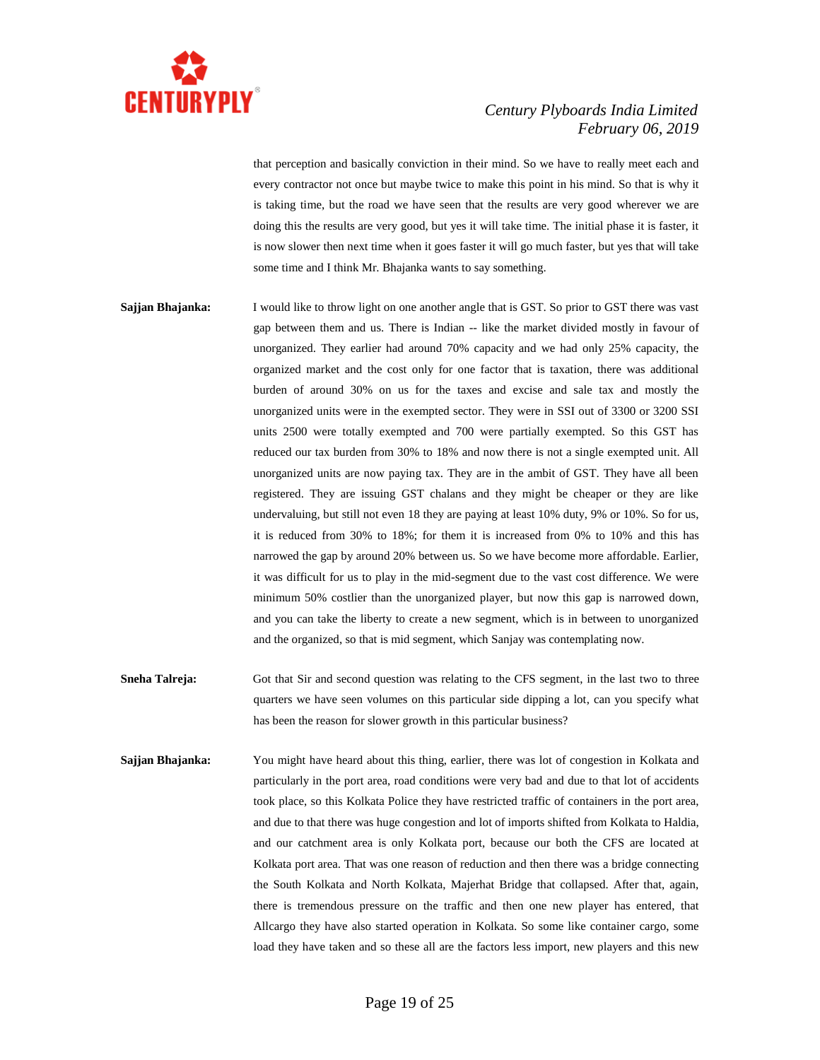that perception and basically conviction in their mind. So we have to really meet each and every contractor not once but maybe twice to make this point in his mind. So that is why it is taking time, but the road we have seen that the results are very good wherever we are doing this the results are very good, but yes it will take time. The initial phase it is faster, it is now slower then next time when it goes faster it will go much faster, but yes that will take some time and I think Mr. Bhajanka wants to say something.

**Sajjan Bhajanka:** I would like to throw light on one another angle that is GST. So prior to GST there was vast gap between them and us. There is Indian -- like the market divided mostly in favour of unorganized. They earlier had around 70% capacity and we had only 25% capacity, the organized market and the cost only for one factor that is taxation, there was additional burden of around 30% on us for the taxes and excise and sale tax and mostly the unorganized units were in the exempted sector. They were in SSI out of 3300 or 3200 SSI units 2500 were totally exempted and 700 were partially exempted. So this GST has reduced our tax burden from 30% to 18% and now there is not a single exempted unit. All unorganized units are now paying tax. They are in the ambit of GST. They have all been registered. They are issuing GST chalans and they might be cheaper or they are like undervaluing, but still not even 18 they are paying at least 10% duty, 9% or 10%. So for us, it is reduced from 30% to 18%; for them it is increased from 0% to 10% and this has narrowed the gap by around 20% between us. So we have become more affordable. Earlier, it was difficult for us to play in the mid-segment due to the vast cost difference. We were minimum 50% costlier than the unorganized player, but now this gap is narrowed down, and you can take the liberty to create a new segment, which is in between to unorganized and the organized, so that is mid segment, which Sanjay was contemplating now.

**Sneha Talreja:** Got that Sir and second question was relating to the CFS segment, in the last two to three quarters we have seen volumes on this particular side dipping a lot, can you specify what has been the reason for slower growth in this particular business?

**Sajjan Bhajanka:** You might have heard about this thing, earlier, there was lot of congestion in Kolkata and particularly in the port area, road conditions were very bad and due to that lot of accidents took place, so this Kolkata Police they have restricted traffic of containers in the port area, and due to that there was huge congestion and lot of imports shifted from Kolkata to Haldia, and our catchment area is only Kolkata port, because our both the CFS are located at Kolkata port area. That was one reason of reduction and then there was a bridge connecting the South Kolkata and North Kolkata, Majerhat Bridge that collapsed. After that, again, there is tremendous pressure on the traffic and then one new player has entered, that Allcargo they have also started operation in Kolkata. So some like container cargo, some load they have taken and so these all are the factors less import, new players and this new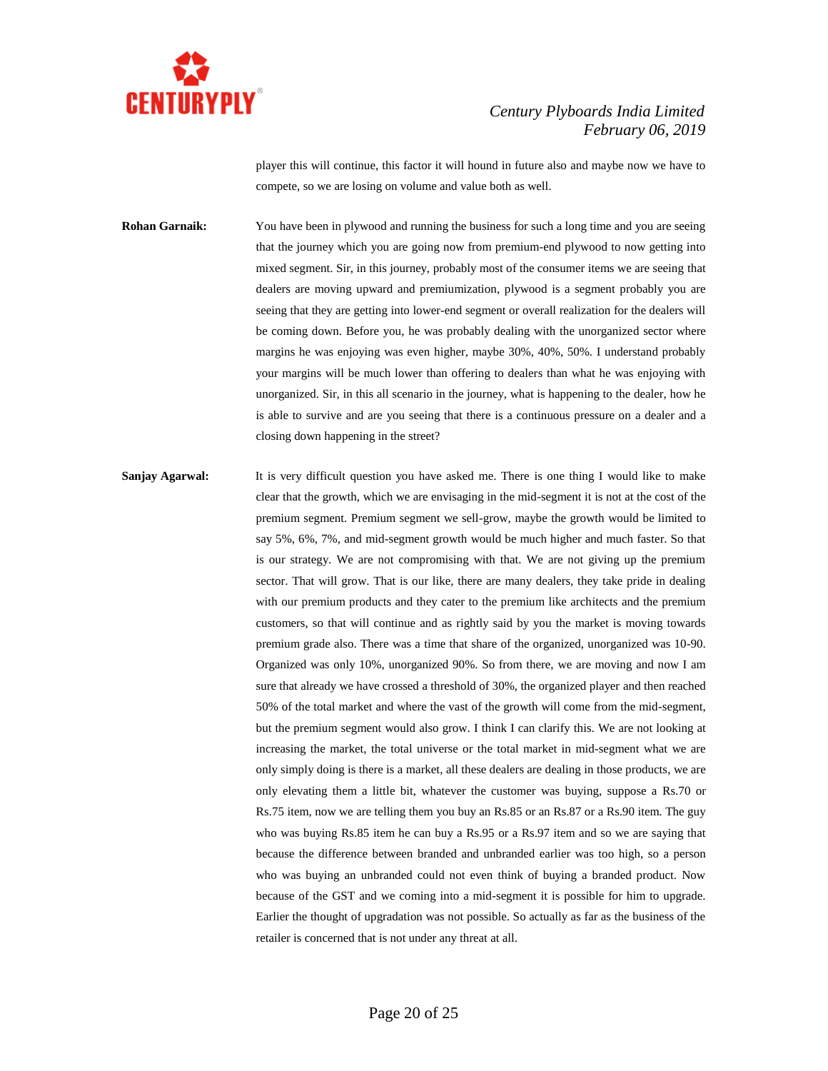player this will continue, this factor it will hound in future also and maybe now we have to compete, so we are losing on volume and value both as well.

**Rohan Garnaik:** You have been in plywood and running the business for such a long time and you are seeing that the journey which you are going now from premium-end plywood to now getting into mixed segment. Sir, in this journey, probably most of the consumer items we are seeing that dealers are moving upward and premiumization, plywood is a segment probably you are seeing that they are getting into lower-end segment or overall realization for the dealers will be coming down. Before you, he was probably dealing with the unorganized sector where margins he was enjoying was even higher, maybe 30%, 40%, 50%. I understand probably your margins will be much lower than offering to dealers than what he was enjoying with unorganized. Sir, in this all scenario in the journey, what is happening to the dealer, how he is able to survive and are you seeing that there is a continuous pressure on a dealer and a closing down happening in the street?

**Sanjay Agarwal:** It is very difficult question you have asked me. There is one thing I would like to make clear that the growth, which we are envisaging in the mid-segment it is not at the cost of the premium segment. Premium segment we sell-grow, maybe the growth would be limited to say 5%, 6%, 7%, and mid-segment growth would be much higher and much faster. So that is our strategy. We are not compromising with that. We are not giving up the premium sector. That will grow. That is our like, there are many dealers, they take pride in dealing with our premium products and they cater to the premium like architects and the premium customers, so that will continue and as rightly said by you the market is moving towards premium grade also. There was a time that share of the organized, unorganized was 10-90. Organized was only 10%, unorganized 90%. So from there, we are moving and now I am sure that already we have crossed a threshold of 30%, the organized player and then reached 50% of the total market and where the vast of the growth will come from the mid-segment, but the premium segment would also grow. I think I can clarify this. We are not looking at increasing the market, the total universe or the total market in mid-segment what we are only simply doing is there is a market, all these dealers are dealing in those products, we are only elevating them a little bit, whatever the customer was buying, suppose a Rs.70 or Rs.75 item, now we are telling them you buy an Rs.85 or an Rs.87 or a Rs.90 item. The guy who was buying Rs.85 item he can buy a Rs.95 or a Rs.97 item and so we are saying that because the difference between branded and unbranded earlier was too high, so a person who was buying an unbranded could not even think of buying a branded product. Now because of the GST and we coming into a mid-segment it is possible for him to upgrade. Earlier the thought of upgradation was not possible. So actually as far as the business of the retailer is concerned that is not under any threat at all.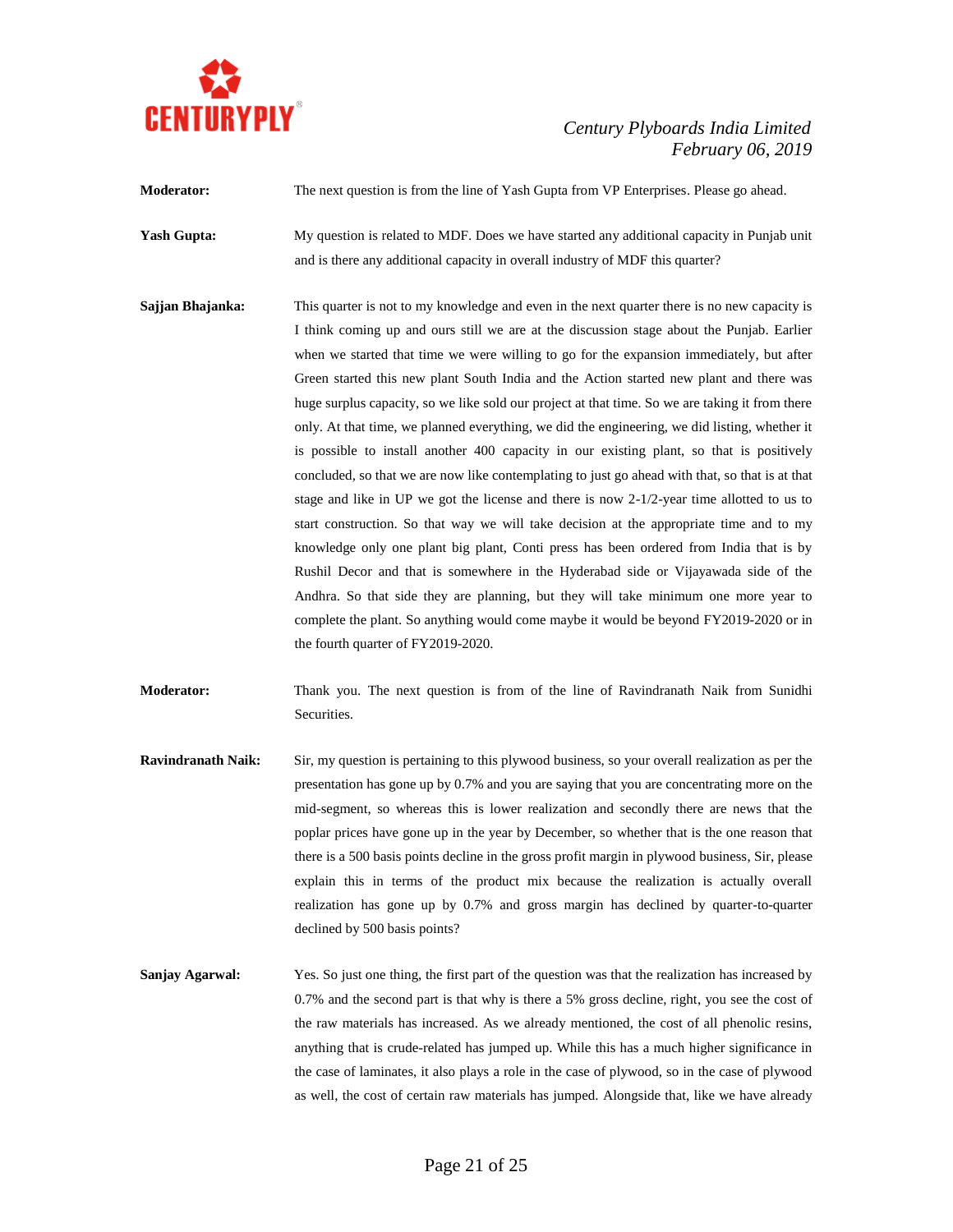**Moderator:** The next question is from the line of Yash Gupta from VP Enterprises. Please go ahead.

**Yash Gupta:** My question is related to MDF. Does we have started any additional capacity in Punjab unit and is there any additional capacity in overall industry of MDF this quarter?

**Sajjan Bhajanka:** This quarter is not to my knowledge and even in the next quarter there is no new capacity is I think coming up and ours still we are at the discussion stage about the Punjab. Earlier when we started that time we were willing to go for the expansion immediately, but after Green started this new plant South India and the Action started new plant and there was huge surplus capacity, so we like sold our project at that time. So we are taking it from there only. At that time, we planned everything, we did the engineering, we did listing, whether it is possible to install another 400 capacity in our existing plant, so that is positively concluded, so that we are now like contemplating to just go ahead with that, so that is at that stage and like in UP we got the license and there is now 2-1/2-year time allotted to us to start construction. So that way we will take decision at the appropriate time and to my knowledge only one plant big plant, Conti press has been ordered from India that is by Rushil Decor and that is somewhere in the Hyderabad side or Vijayawada side of the Andhra. So that side they are planning, but they will take minimum one more year to complete the plant. So anything would come maybe it would be beyond FY2019-2020 or in the fourth quarter of FY2019-2020.

**Moderator:** Thank you. The next question is from of the line of Ravindranath Naik from Sunidhi Securities.

**Ravindranath Naik:** Sir, my question is pertaining to this plywood business, so your overall realization as per the presentation has gone up by 0.7% and you are saying that you are concentrating more on the mid-segment, so whereas this is lower realization and secondly there are news that the poplar prices have gone up in the year by December, so whether that is the one reason that there is a 500 basis points decline in the gross profit margin in plywood business, Sir, please explain this in terms of the product mix because the realization is actually overall realization has gone up by 0.7% and gross margin has declined by quarter-to-quarter declined by 500 basis points?

**Sanjay Agarwal:** Yes. So just one thing, the first part of the question was that the realization has increased by 0.7% and the second part is that why is there a 5% gross decline, right, you see the cost of the raw materials has increased. As we already mentioned, the cost of all phenolic resins, anything that is crude-related has jumped up. While this has a much higher significance in the case of laminates, it also plays a role in the case of plywood, so in the case of plywood as well, the cost of certain raw materials has jumped. Alongside that, like we have already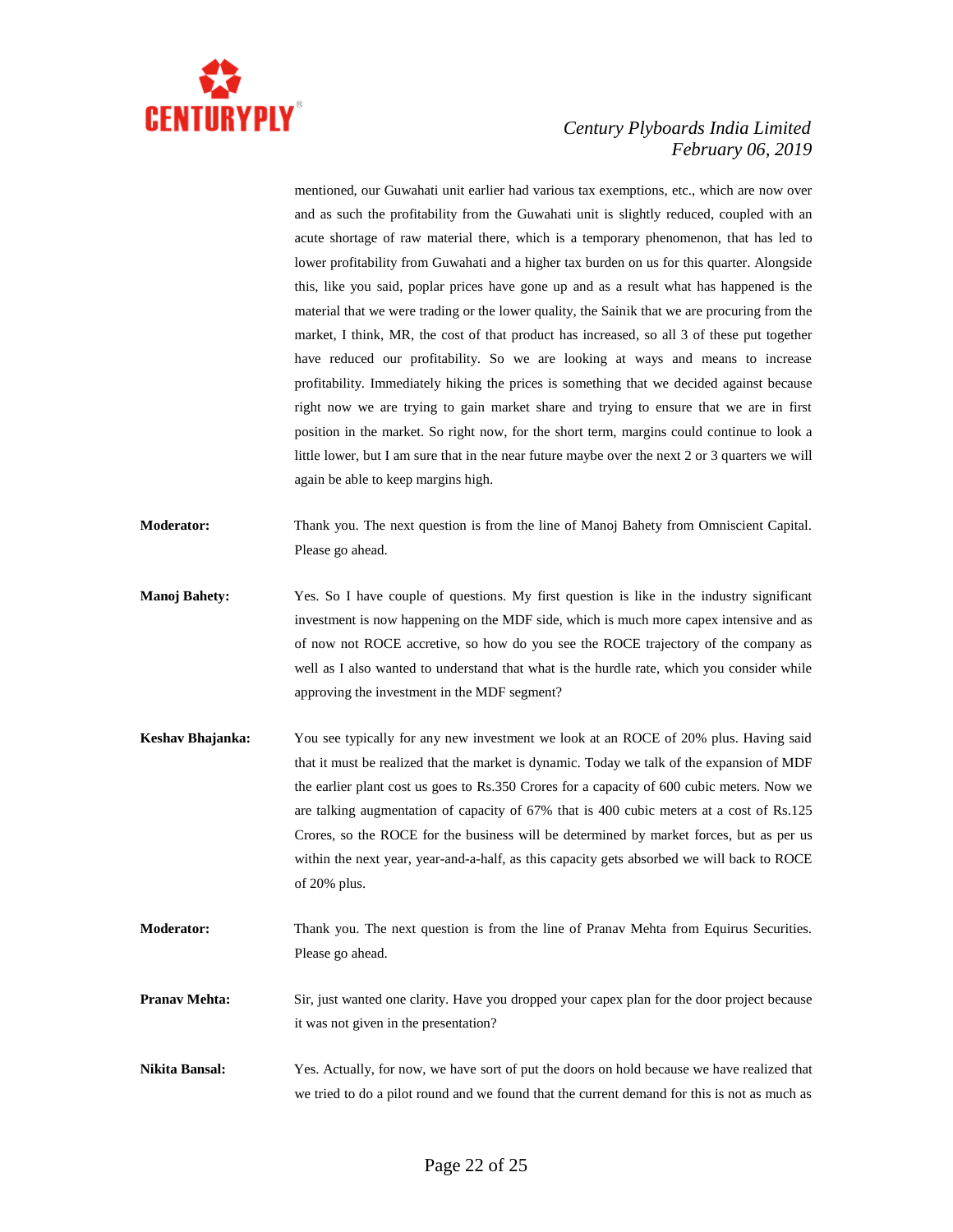mentioned, our Guwahati unit earlier had various tax exemptions, etc., which are now over and as such the profitability from the Guwahati unit is slightly reduced, coupled with an acute shortage of raw material there, which is a temporary phenomenon, that has led to lower profitability from Guwahati and a higher tax burden on us for this quarter. Alongside this, like you said, poplar prices have gone up and as a result what has happened is the material that we were trading or the lower quality, the Sainik that we are procuring from the market, I think, MR, the cost of that product has increased, so all 3 of these put together have reduced our profitability. So we are looking at ways and means to increase profitability. Immediately hiking the prices is something that we decided against because right now we are trying to gain market share and trying to ensure that we are in first position in the market. So right now, for the short term, margins could continue to look a little lower, but I am sure that in the near future maybe over the next 2 or 3 quarters we will again be able to keep margins high.

**Moderator:** Thank you. The next question is from the line of Manoj Bahety from Omniscient Capital. Please go ahead.

**Manoj Bahety:** Yes. So I have couple of questions. My first question is like in the industry significant investment is now happening on the MDF side, which is much more capex intensive and as of now not ROCE accretive, so how do you see the ROCE trajectory of the company as well as I also wanted to understand that what is the hurdle rate, which you consider while approving the investment in the MDF segment?

**Keshav Bhajanka:** You see typically for any new investment we look at an ROCE of 20% plus. Having said that it must be realized that the market is dynamic. Today we talk of the expansion of MDF the earlier plant cost us goes to Rs.350 Crores for a capacity of 600 cubic meters. Now we are talking augmentation of capacity of 67% that is 400 cubic meters at a cost of Rs.125 Crores, so the ROCE for the business will be determined by market forces, but as per us within the next year, year-and-a-half, as this capacity gets absorbed we will back to ROCE of 20% plus.

**Moderator:** Thank you. The next question is from the line of Pranav Mehta from Equirus Securities. Please go ahead.

**Pranav Mehta:** Sir, just wanted one clarity. Have you dropped your capex plan for the door project because it was not given in the presentation?

**Nikita Bansal:** Yes. Actually, for now, we have sort of put the doors on hold because we have realized that we tried to do a pilot round and we found that the current demand for this is not as much as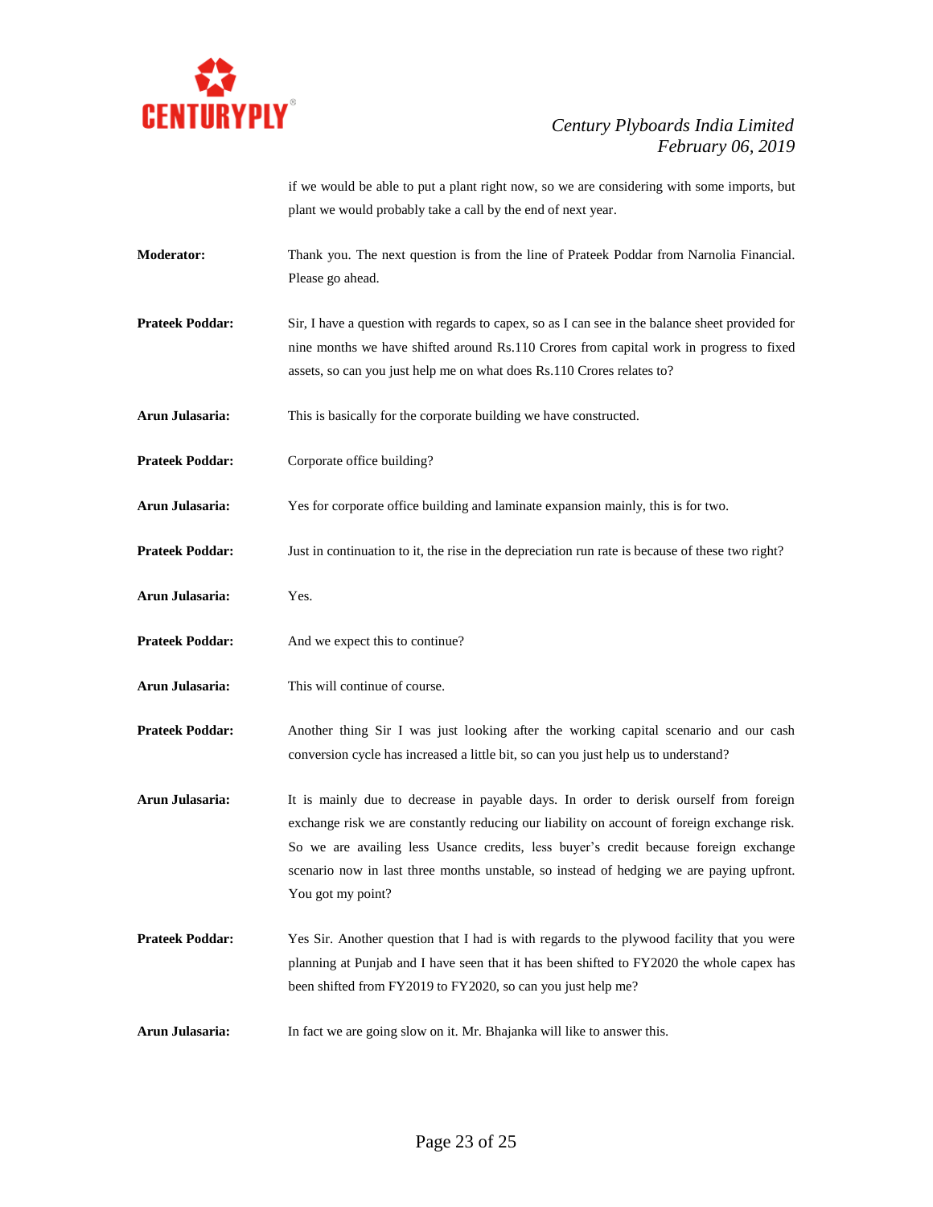if we would be able to put a plant right now, so we are considering with some imports, but plant we would probably take a call by the end of next year.

**Moderator:** Thank you. The next question is from the line of Prateek Poddar from Narnolia Financial. Please go ahead.

**Prateek Poddar:** Sir, I have a question with regards to capex, so as I can see in the balance sheet provided for nine months we have shifted around Rs.110 Crores from capital work in progress to fixed assets, so can you just help me on what does Rs.110 Crores relates to?

**Arun Julasaria:** This is basically for the corporate building we have constructed.

**Prateek Poddar:** Corporate office building?

**Arun Julasaria:** Yes for corporate office building and laminate expansion mainly, this is for two.

**Prateek Poddar:** Just in continuation to it, the rise in the depreciation run rate is because of these two right?

**Arun Julasaria:** Yes.

**Prateek Poddar:** And we expect this to continue?

**Arun Julasaria:** This will continue of course.

**Prateek Poddar:** Another thing Sir I was just looking after the working capital scenario and our cash conversion cycle has increased a little bit, so can you just help us to understand?

**Arun Julasaria:** It is mainly due to decrease in payable days. In order to derisk ourself from foreign exchange risk we are constantly reducing our liability on account of foreign exchange risk. So we are availing less Usance credits, less buyer's credit because foreign exchange scenario now in last three months unstable, so instead of hedging we are paying upfront. You got my point?

**Prateek Poddar:** Yes Sir. Another question that I had is with regards to the plywood facility that you were planning at Punjab and I have seen that it has been shifted to FY2020 the whole capex has been shifted from FY2019 to FY2020, so can you just help me?

**Arun Julasaria:** In fact we are going slow on it. Mr. Bhajanka will like to answer this.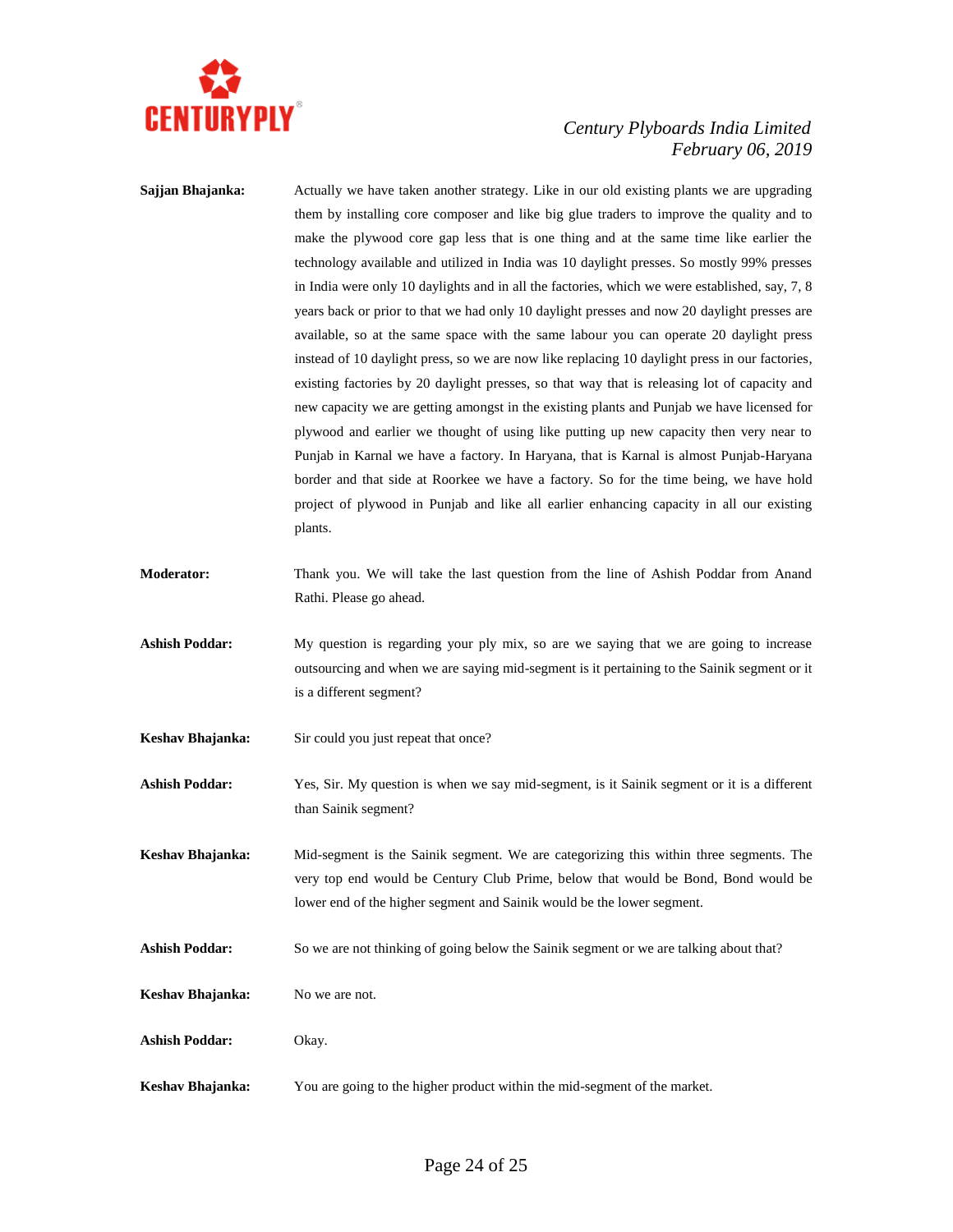**Sajjan Bhajanka:** Actually we have taken another strategy. Like in our old existing plants we are upgrading them by installing core composer and like big glue traders to improve the quality and to make the plywood core gap less that is one thing and at the same time like earlier the technology available and utilized in India was 10 daylight presses. So mostly 99% presses in India were only 10 daylights and in all the factories, which we were established, say, 7, 8 years back or prior to that we had only 10 daylight presses and now 20 daylight presses are available, so at the same space with the same labour you can operate 20 daylight press instead of 10 daylight press, so we are now like replacing 10 daylight press in our factories, existing factories by 20 daylight presses, so that way that is releasing lot of capacity and new capacity we are getting amongst in the existing plants and Punjab we have licensed for plywood and earlier we thought of using like putting up new capacity then very near to Punjab in Karnal we have a factory. In Haryana, that is Karnal is almost Punjab-Haryana border and that side at Roorkee we have a factory. So for the time being, we have hold project of plywood in Punjab and like all earlier enhancing capacity in all our existing plants.

**Moderator:** Thank you. We will take the last question from the line of Ashish Poddar from Anand Rathi. Please go ahead.

**Ashish Poddar:** My question is regarding your ply mix, so are we saying that we are going to increase outsourcing and when we are saying mid-segment is it pertaining to the Sainik segment or it is a different segment?

**Keshav Bhajanka:** Sir could you just repeat that once?

**Ashish Poddar:** Yes, Sir. My question is when we say mid-segment, is it Sainik segment or it is a different than Sainik segment?

**Keshav Bhajanka:** Mid-segment is the Sainik segment. We are categorizing this within three segments. The very top end would be Century Club Prime, below that would be Bond, Bond would be lower end of the higher segment and Sainik would be the lower segment.

**Ashish Poddar:** So we are not thinking of going below the Sainik segment or we are talking about that?

**Keshav Bhajanka:** No we are not.

**Ashish Poddar:** Okay.

**Keshav Bhajanka:** You are going to the higher product within the mid-segment of the market.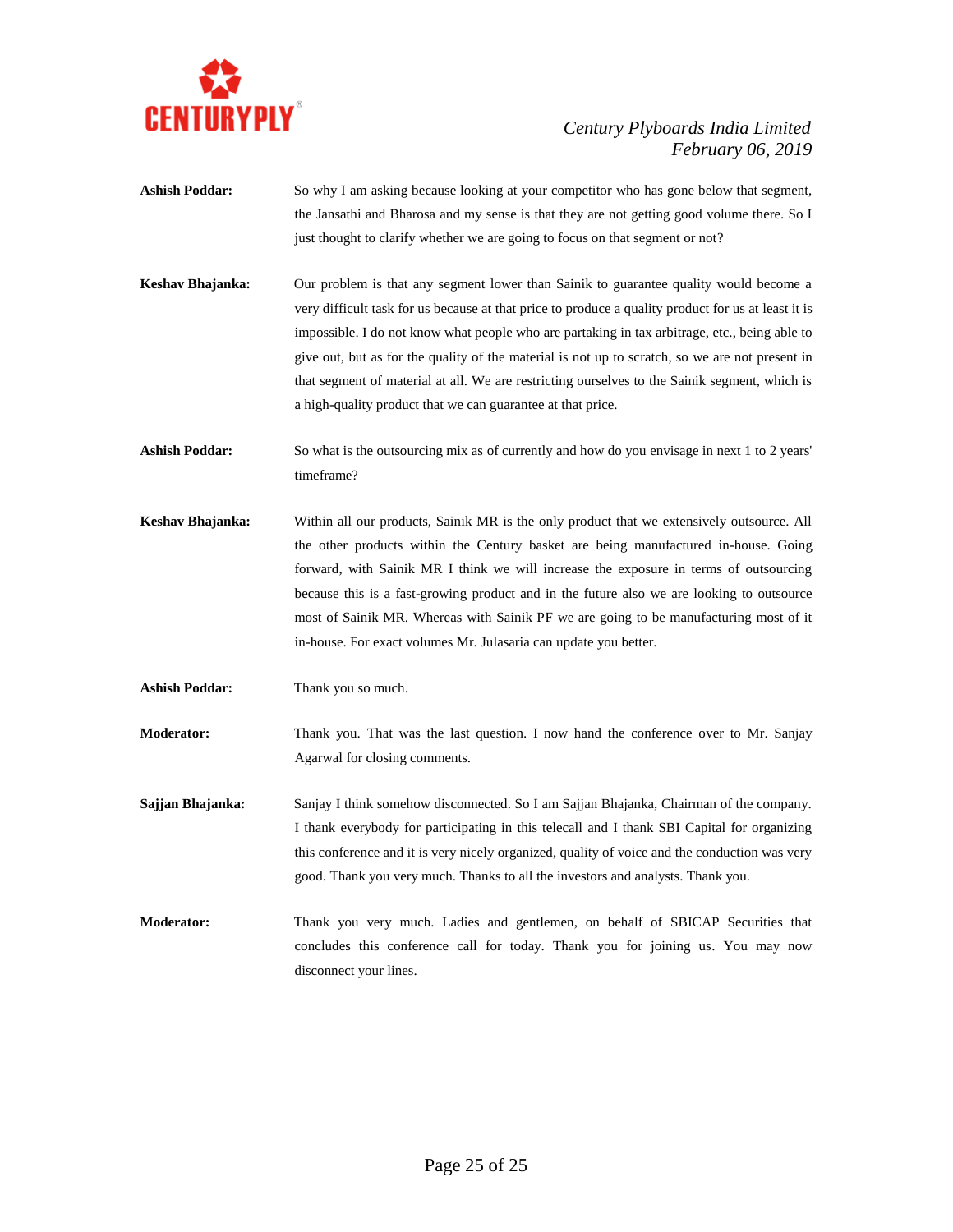**Ashish Poddar:** So why I am asking because looking at your competitor who has gone below that segment, the Jansathi and Bharosa and my sense is that they are not getting good volume there. So I just thought to clarify whether we are going to focus on that segment or not?

**Keshav Bhajanka:** Our problem is that any segment lower than Sainik to guarantee quality would become a very difficult task for us because at that price to produce a quality product for us at least it is impossible. I do not know what people who are partaking in tax arbitrage, etc., being able to give out, but as for the quality of the material is not up to scratch, so we are not present in that segment of material at all. We are restricting ourselves to the Sainik segment, which is a high-quality product that we can guarantee at that price.

**Ashish Poddar:** So what is the outsourcing mix as of currently and how do you envisage in next 1 to 2 years' timeframe?

**Keshav Bhajanka:** Within all our products, Sainik MR is the only product that we extensively outsource. All the other products within the Century basket are being manufactured in-house. Going forward, with Sainik MR I think we will increase the exposure in terms of outsourcing because this is a fast-growing product and in the future also we are looking to outsource most of Sainik MR. Whereas with Sainik PF we are going to be manufacturing most of it in-house. For exact volumes Mr. Julasaria can update you better.

**Ashish Poddar:** Thank you so much.

**Moderator:** Thank you. That was the last question. I now hand the conference over to Mr. Sanjay Agarwal for closing comments.

**Sajjan Bhajanka:** Sanjay I think somehow disconnected. So I am Sajjan Bhajanka, Chairman of the company. I thank everybody for participating in this telecall and I thank SBI Capital for organizing this conference and it is very nicely organized, quality of voice and the conduction was very good. Thank you very much. Thanks to all the investors and analysts. Thank you.

**Moderator:** Thank you very much. Ladies and gentlemen, on behalf of SBICAP Securities that concludes this conference call for today. Thank you for joining us. You may now disconnect your lines.